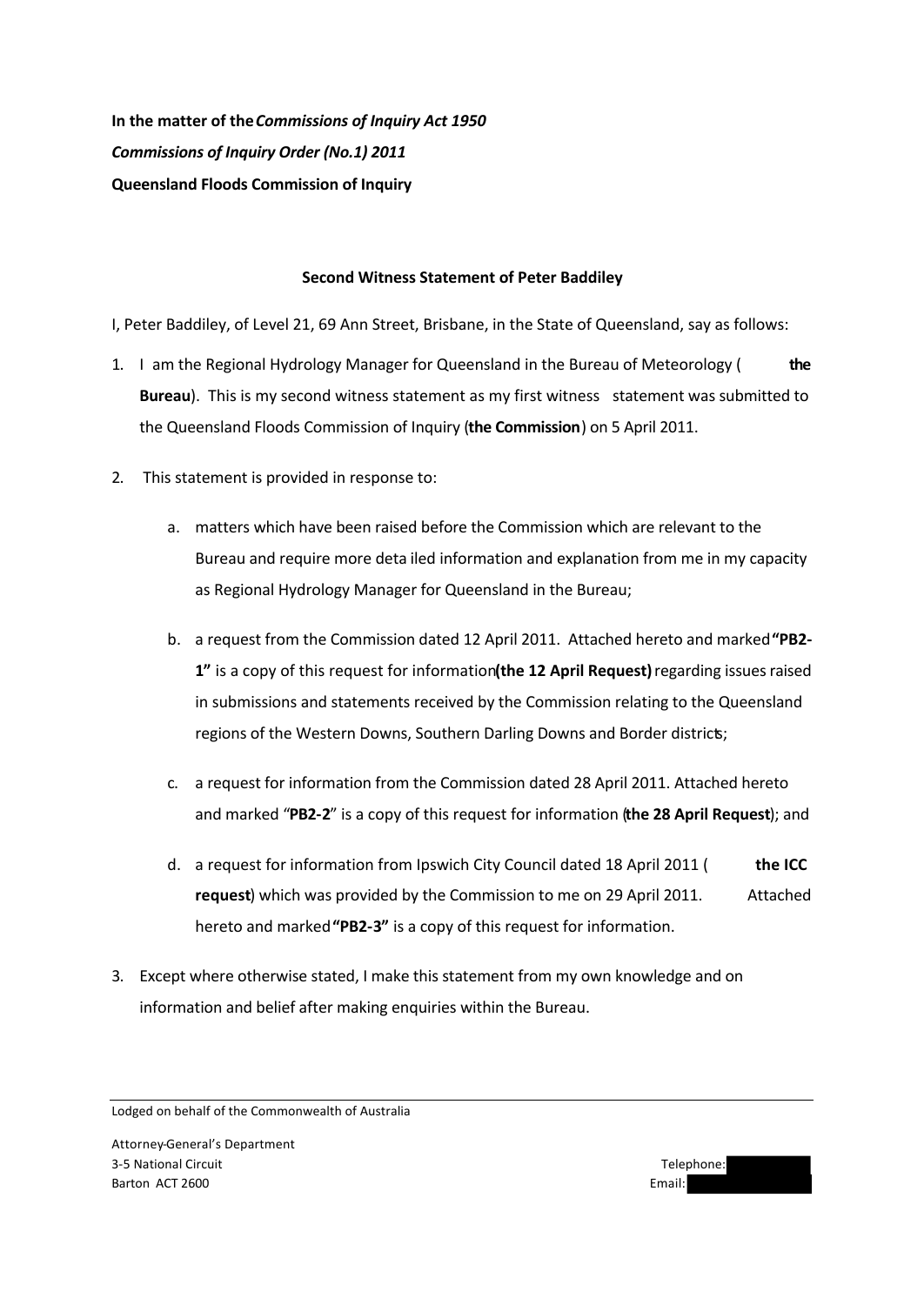**In the matter of the *Commissions of Inquiry Act 1950***

***Commissions of Inquiry Order (No.1) 2011***

**Queensland Floods Commission of Inquiry**

**Second Witness Statement of Peter Baddiley**

I, Peter Baddiley, of Level 21, 69 Ann Street, Brisbane, in the State of Queensland, say as follows:

1. I am the Regional Hydrology Manager for Queensland in the Bureau of Meteorology (**the Bureau**). This is my second witness statement as my first witness statement was submitted to the Queensland Floods Commission of Inquiry (**the Commission**) on 5 April 2011.

2. This statement is provided in response to:

   a. matters which have been raised before the Commission which are relevant to the Bureau and require more detailed information and explanation from me in my capacity as Regional Hydrology Manager for Queensland in the Bureau;

   b. a request from the Commission dated 12 April 2011. Attached hereto and marked **"PB2-1"** is a copy of this request for information **(the 12 April Request)** regarding issues raised in submissions and statements received by the Commission relating to the Queensland regions of the Western Downs, Southern Darling Downs and Border districts;

   c. a request for information from the Commission dated 28 April 2011. Attached hereto and marked "**PB2-2**" is a copy of this request for information (**the 28 April Request**); and

   d. a request for information from Ipswich City Council dated 18 April 2011 (**the ICC request**) which was provided by the Commission to me on 29 April 2011. Attached hereto and marked **"PB2-3"** is a copy of this request for information.

3. Except where otherwise stated, I make this statement from my own knowledge and on information and belief after making enquiries within the Bureau.

Lodged on behalf of the Commonwealth of Australia

Attorney-General's Department
3-5 National Circuit
Barton ACT 2600

Telephone:
Email: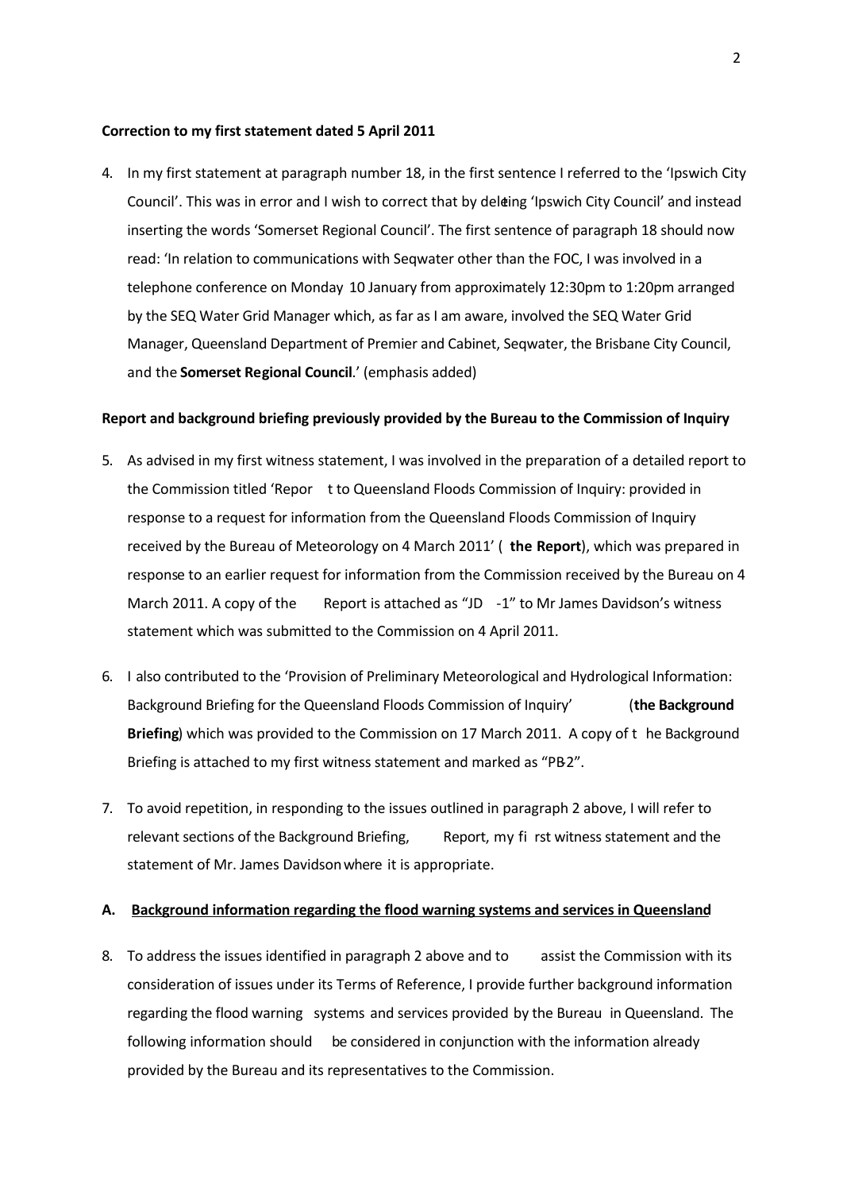**Correction to my first statement dated 5 April 2011**

4. In my first statement at paragraph number 18, in the first sentence I referred to the 'Ipswich City Council'. This was in error and I wish to correct that by deleting 'Ipswich City Council' and instead inserting the words 'Somerset Regional Council'. The first sentence of paragraph 18 should now read: 'In relation to communications with Seqwater other than the FOC, I was involved in a telephone conference on Monday 10 January from approximately 12:30pm to 1:20pm arranged by the SEQ Water Grid Manager which, as far as I am aware, involved the SEQ Water Grid Manager, Queensland Department of Premier and Cabinet, Seqwater, the Brisbane City Council, and the **Somerset Regional Council**.' (emphasis added)

**Report and background briefing previously provided by the Bureau to the Commission of Inquiry**

5. As advised in my first witness statement, I was involved in the preparation of a detailed report to the Commission titled 'Report to Queensland Floods Commission of Inquiry: provided in response to a request for information from the Queensland Floods Commission of Inquiry received by the Bureau of Meteorology on 4 March 2011' (**the Report**), which was prepared in response to an earlier request for information from the Commission received by the Bureau on 4 March 2011. A copy of the Report is attached as "JD-1" to Mr James Davidson's witness statement which was submitted to the Commission on 4 April 2011.

6. I also contributed to the 'Provision of Preliminary Meteorological and Hydrological Information: Background Briefing for the Queensland Floods Commission of Inquiry' (**the Background Briefing**) which was provided to the Commission on 17 March 2011. A copy of the Background Briefing is attached to my first witness statement and marked as "PB-2".

7. To avoid repetition, in responding to the issues outlined in paragraph 2 above, I will refer to relevant sections of the Background Briefing, Report, my first witness statement and the statement of Mr. James Davidson where it is appropriate.

**A. <u>Background information regarding the flood warning systems and services in Queensland</u>**

8. To address the issues identified in paragraph 2 above and to assist the Commission with its consideration of issues under its Terms of Reference, I provide further background information regarding the flood warning systems and services provided by the Bureau in Queensland. The following information should be considered in conjunction with the information already provided by the Bureau and its representatives to the Commission.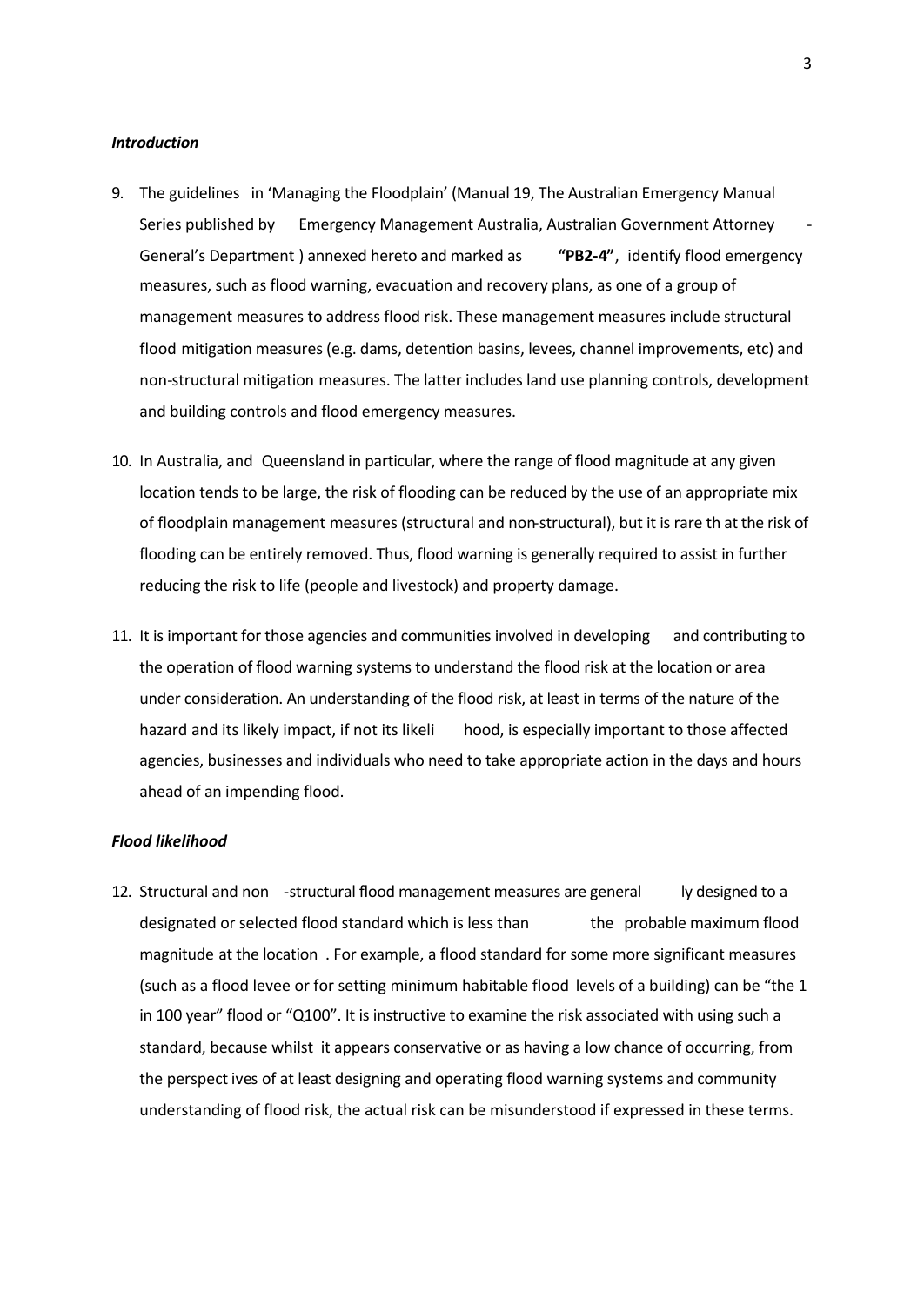***Introduction***

9. The guidelines in 'Managing the Floodplain' (Manual 19, The Australian Emergency Manual Series published by Emergency Management Australia, Australian Government Attorney-General's Department) annexed hereto and marked as **"PB2-4"**, identify flood emergency measures, such as flood warning, evacuation and recovery plans, as one of a group of management measures to address flood risk. These management measures include structural flood mitigation measures (e.g. dams, detention basins, levees, channel improvements, etc) and non-structural mitigation measures. The latter includes land use planning controls, development and building controls and flood emergency measures.

10. In Australia, and Queensland in particular, where the range of flood magnitude at any given location tends to be large, the risk of flooding can be reduced by the use of an appropriate mix of floodplain management measures (structural and non-structural), but it is rare that the risk of flooding can be entirely removed. Thus, flood warning is generally required to assist in further reducing the risk to life (people and livestock) and property damage.

11. It is important for those agencies and communities involved in developing and contributing to the operation of flood warning systems to understand the flood risk at the location or area under consideration. An understanding of the flood risk, at least in terms of the nature of the hazard and its likely impact, if not its likelihood, is especially important to those affected agencies, businesses and individuals who need to take appropriate action in the days and hours ahead of an impending flood.

***Flood likelihood***

12. Structural and non-structural flood management measures are generally designed to a designated or selected flood standard which is less than the probable maximum flood magnitude at the location. For example, a flood standard for some more significant measures (such as a flood levee or for setting minimum habitable flood levels of a building) can be "the 1 in 100 year" flood or "Q100". It is instructive to examine the risk associated with using such a standard, because whilst it appears conservative or as having a low chance of occurring, from the perspectives of at least designing and operating flood warning systems and community understanding of flood risk, the actual risk can be misunderstood if expressed in these terms.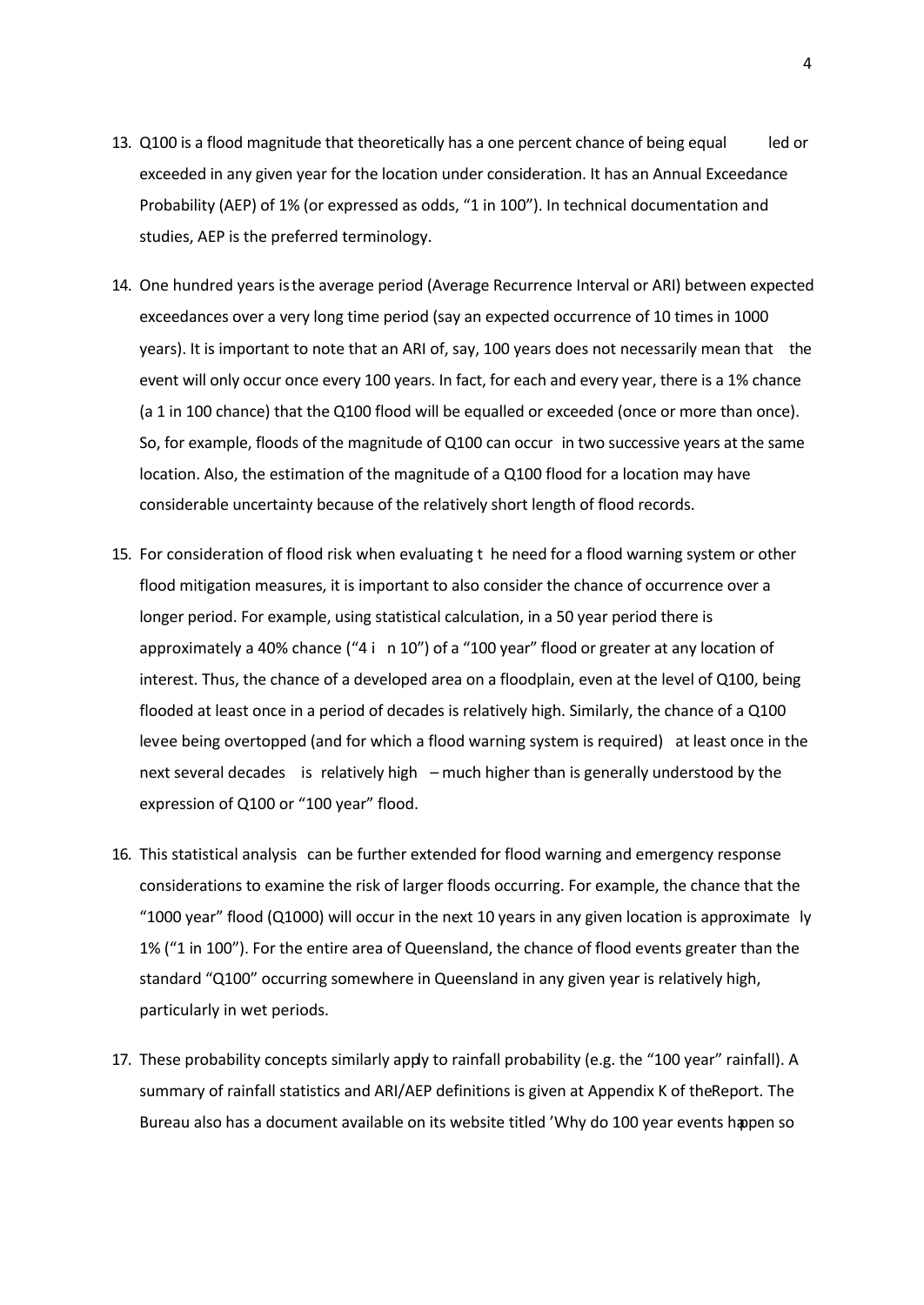13. Q100 is a flood magnitude that theoretically has a one percent chance of being equalled or exceeded in any given year for the location under consideration. It has an Annual Exceedance Probability (AEP) of 1% (or expressed as odds, "1 in 100"). In technical documentation and studies, AEP is the preferred terminology.

14. One hundred years is the average period (Average Recurrence Interval or ARI) between expected exceedances over a very long time period (say an expected occurrence of 10 times in 1000 years). It is important to note that an ARI of, say, 100 years does not necessarily mean that the event will only occur once every 100 years. In fact, for each and every year, there is a 1% chance (a 1 in 100 chance) that the Q100 flood will be equalled or exceeded (once or more than once). So, for example, floods of the magnitude of Q100 can occur in two successive years at the same location. Also, the estimation of the magnitude of a Q100 flood for a location may have considerable uncertainty because of the relatively short length of flood records.

15. For consideration of flood risk when evaluating the need for a flood warning system or other flood mitigation measures, it is important to also consider the chance of occurrence over a longer period. For example, using statistical calculation, in a 50 year period there is approximately a 40% chance ("4 in 10") of a "100 year" flood or greater at any location of interest. Thus, the chance of a developed area on a floodplain, even at the level of Q100, being flooded at least once in a period of decades is relatively high. Similarly, the chance of a Q100 levee being overtopped (and for which a flood warning system is required) at least once in the next several decades is relatively high – much higher than is generally understood by the expression of Q100 or "100 year" flood.

16. This statistical analysis can be further extended for flood warning and emergency response considerations to examine the risk of larger floods occurring. For example, the chance that the "1000 year" flood (Q1000) will occur in the next 10 years in any given location is approximately 1% ("1 in 100"). For the entire area of Queensland, the chance of flood events greater than the standard "Q100" occurring somewhere in Queensland in any given year is relatively high, particularly in wet periods.

17. These probability concepts similarly apply to rainfall probability (e.g. the "100 year" rainfall). A summary of rainfall statistics and ARI/AEP definitions is given at Appendix K of the Report. The Bureau also has a document available on its website titled 'Why do 100 year events happen so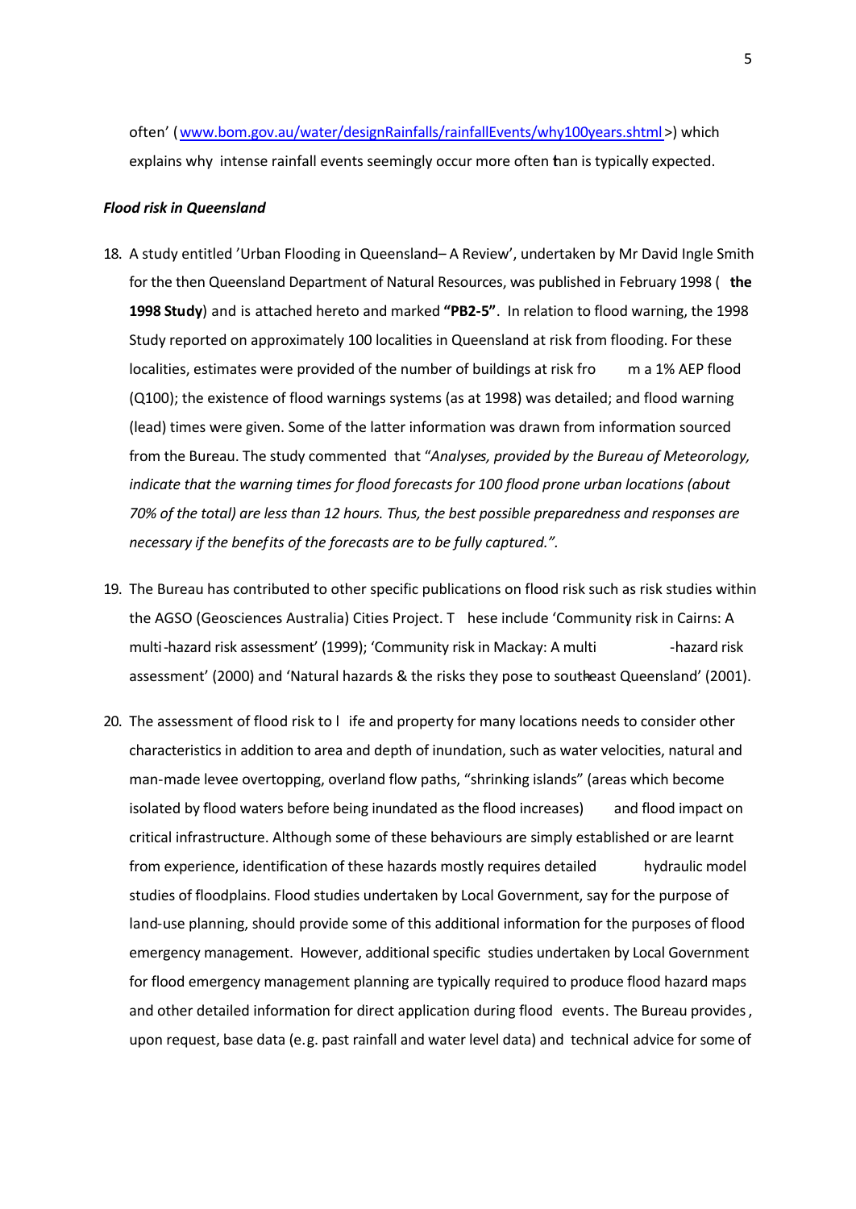often' (www.bom.gov.au/water/designRainfalls/rainfallEvents/why100years.shtml>) which explains why intense rainfall events seemingly occur more often than is typically expected.

***Flood risk in Queensland***

18. A study entitled 'Urban Flooding in Queensland – A Review', undertaken by Mr David Ingle Smith for the then Queensland Department of Natural Resources, was published in February 1998 (**the 1998 Study**) and is attached hereto and marked **"PB2-5"**. In relation to flood warning, the 1998 Study reported on approximately 100 localities in Queensland at risk from flooding. For these localities, estimates were provided of the number of buildings at risk from a 1% AEP flood (Q100); the existence of flood warnings systems (as at 1998) was detailed; and flood warning (lead) times were given. Some of the latter information was drawn from information sourced from the Bureau. The study commented that "*Analyses, provided by the Bureau of Meteorology, indicate that the warning times for flood forecasts for 100 flood prone urban locations (about 70% of the total) are less than 12 hours. Thus, the best possible preparedness and responses are necessary if the benefits of the forecasts are to be fully captured.*".

19. The Bureau has contributed to other specific publications on flood risk such as risk studies within the AGSO (Geosciences Australia) Cities Project. These include 'Community risk in Cairns: A multi-hazard risk assessment' (1999); 'Community risk in Mackay: A multi-hazard risk assessment' (2000) and 'Natural hazards & the risks they pose to southeast Queensland' (2001).

20. The assessment of flood risk to life and property for many locations needs to consider other characteristics in addition to area and depth of inundation, such as water velocities, natural and man-made levee overtopping, overland flow paths, "shrinking islands" (areas which become isolated by flood waters before being inundated as the flood increases) and flood impact on critical infrastructure. Although some of these behaviours are simply established or are learnt from experience, identification of these hazards mostly requires detailed hydraulic model studies of floodplains. Flood studies undertaken by Local Government, say for the purpose of land-use planning, should provide some of this additional information for the purposes of flood emergency management. However, additional specific studies undertaken by Local Government for flood emergency management planning are typically required to produce flood hazard maps and other detailed information for direct application during flood events. The Bureau provides, upon request, base data (e.g. past rainfall and water level data) and technical advice for some of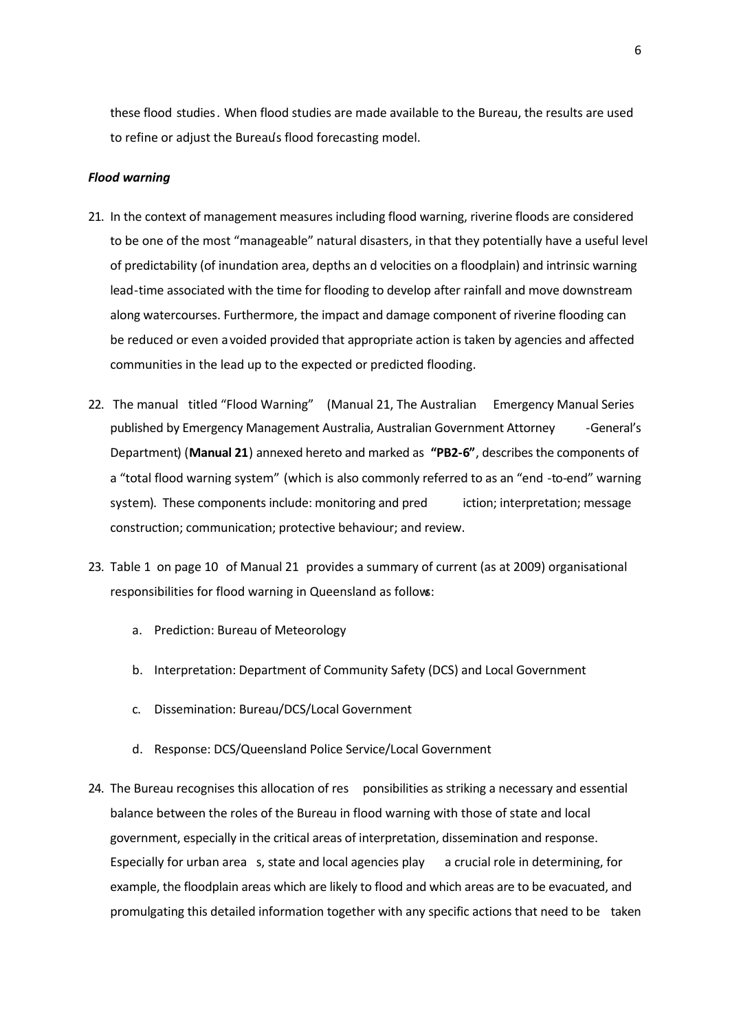these flood studies. When flood studies are made available to the Bureau, the results are used to refine or adjust the Bureau's flood forecasting model.

***Flood warning***

21. In the context of management measures including flood warning, riverine floods are considered to be one of the most "manageable" natural disasters, in that they potentially have a useful level of predictability (of inundation area, depths and velocities on a floodplain) and intrinsic warning lead-time associated with the time for flooding to develop after rainfall and move downstream along watercourses. Furthermore, the impact and damage component of riverine flooding can be reduced or even avoided provided that appropriate action is taken by agencies and affected communities in the lead up to the expected or predicted flooding.

22. The manual titled "Flood Warning" (Manual 21, The Australian Emergency Manual Series published by Emergency Management Australia, Australian Government Attorney-General's Department) (**Manual 21**) annexed hereto and marked as **"PB2-6"**, describes the components of a "total flood warning system" (which is also commonly referred to as an "end-to-end" warning system). These components include: monitoring and prediction; interpretation; message construction; communication; protective behaviour; and review.

23. Table 1 on page 10 of Manual 21 provides a summary of current (as at 2009) organisational responsibilities for flood warning in Queensland as follows:

    a. Prediction: Bureau of Meteorology

    b. Interpretation: Department of Community Safety (DCS) and Local Government

    c. Dissemination: Bureau/DCS/Local Government

    d. Response: DCS/Queensland Police Service/Local Government

24. The Bureau recognises this allocation of responsibilities as striking a necessary and essential balance between the roles of the Bureau in flood warning with those of state and local government, especially in the critical areas of interpretation, dissemination and response. Especially for urban areas, state and local agencies play a crucial role in determining, for example, the floodplain areas which are likely to flood and which areas are to be evacuated, and promulgating this detailed information together with any specific actions that need to be taken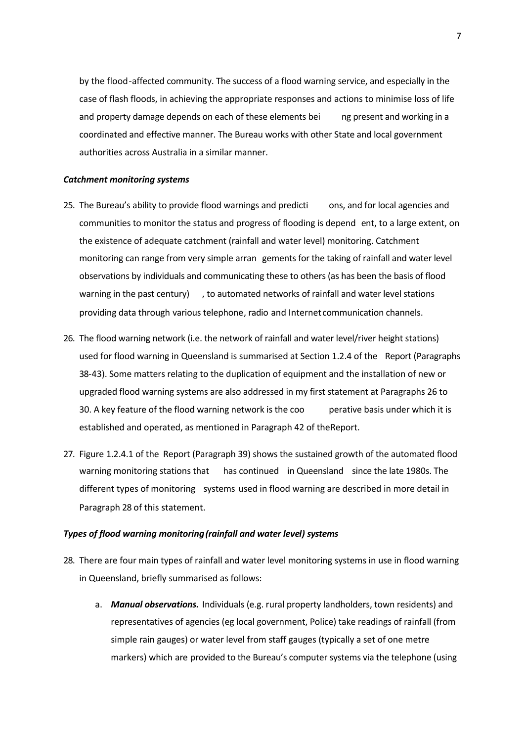by the flood-affected community. The success of a flood warning service, and especially in the case of flash floods, in achieving the appropriate responses and actions to minimise loss of life and property damage depends on each of these elements being present and working in a coordinated and effective manner. The Bureau works with other State and local government authorities across Australia in a similar manner.

### *Catchment monitoring systems*

25. The Bureau's ability to provide flood warnings and predictions, and for local agencies and communities to monitor the status and progress of flooding is dependent, to a large extent, on the existence of adequate catchment (rainfall and water level) monitoring. Catchment monitoring can range from very simple arrangements for the taking of rainfall and water level observations by individuals and communicating these to others (as has been the basis of flood warning in the past century), to automated networks of rainfall and water level stations providing data through various telephone, radio and Internet communication channels.

26. The flood warning network (i.e. the network of rainfall and water level/river height stations) used for flood warning in Queensland is summarised at Section 1.2.4 of the Report (Paragraphs 38-43). Some matters relating to the duplication of equipment and the installation of new or upgraded flood warning systems are also addressed in my first statement at Paragraphs 26 to 30. A key feature of the flood warning network is the cooperative basis under which it is established and operated, as mentioned in Paragraph 42 of the Report.

27. Figure 1.2.4.1 of the Report (Paragraph 39) shows the sustained growth of the automated flood warning monitoring stations that has continued in Queensland since the late 1980s. The different types of monitoring systems used in flood warning are described in more detail in Paragraph 28 of this statement.

### *Types of flood warning monitoring (rainfall and water level) systems*

28. There are four main types of rainfall and water level monitoring systems in use in flood warning in Queensland, briefly summarised as follows:

    a. ***Manual observations.*** Individuals (e.g. rural property landholders, town residents) and representatives of agencies (eg local government, Police) take readings of rainfall (from simple rain gauges) or water level from staff gauges (typically a set of one metre markers) which are provided to the Bureau's computer systems via the telephone (using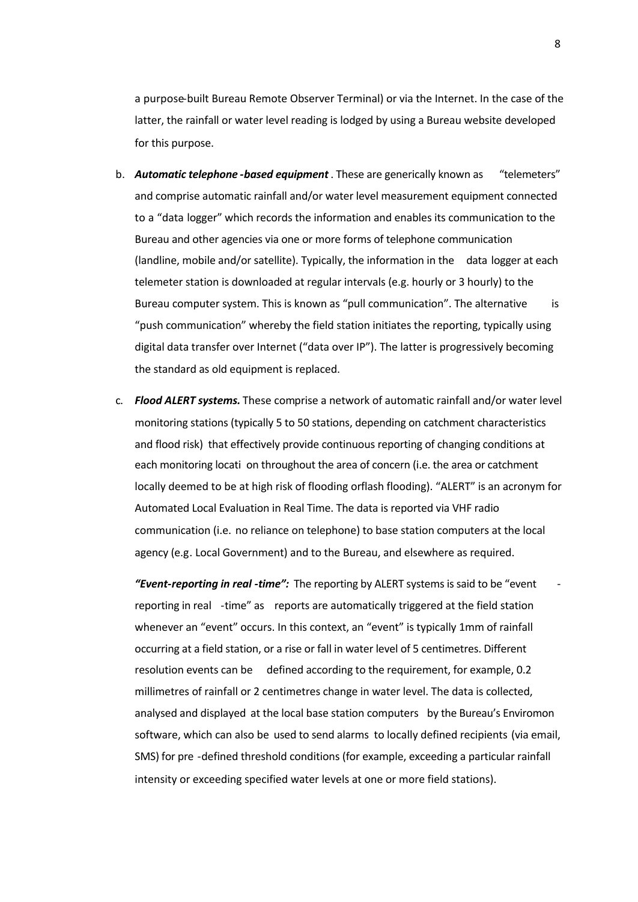a purpose-built Bureau Remote Observer Terminal) or via the Internet. In the case of the latter, the rainfall or water level reading is lodged by using a Bureau website developed for this purpose.

b. ***Automatic telephone-based equipment***. These are generically known as "telemeters" and comprise automatic rainfall and/or water level measurement equipment connected to a "data logger" which records the information and enables its communication to the Bureau and other agencies via one or more forms of telephone communication (landline, mobile and/or satellite). Typically, the information in the data logger at each telemeter station is downloaded at regular intervals (e.g. hourly or 3 hourly) to the Bureau computer system. This is known as "pull communication". The alternative is "push communication" whereby the field station initiates the reporting, typically using digital data transfer over Internet ("data over IP"). The latter is progressively becoming the standard as old equipment is replaced.

c. ***Flood ALERT systems.*** These comprise a network of automatic rainfall and/or water level monitoring stations (typically 5 to 50 stations, depending on catchment characteristics and flood risk) that effectively provide continuous reporting of changing conditions at each monitoring location throughout the area of concern (i.e. the area or catchment locally deemed to be at high risk of flooding or flash flooding). "ALERT" is an acronym for Automated Local Evaluation in Real Time. The data is reported via VHF radio communication (i.e. no reliance on telephone) to base station computers at the local agency (e.g. Local Government) and to the Bureau, and elsewhere as required.

   ***"Event-reporting in real-time":*** The reporting by ALERT systems is said to be "event-reporting in real-time" as reports are automatically triggered at the field station whenever an "event" occurs. In this context, an "event" is typically 1mm of rainfall occurring at a field station, or a rise or fall in water level of 5 centimetres. Different resolution events can be defined according to the requirement, for example, 0.2 millimetres of rainfall or 2 centimetres change in water level. The data is collected, analysed and displayed at the local base station computers by the Bureau's Enviromon software, which can also be used to send alarms to locally defined recipients (via email, SMS) for pre-defined threshold conditions (for example, exceeding a particular rainfall intensity or exceeding specified water levels at one or more field stations).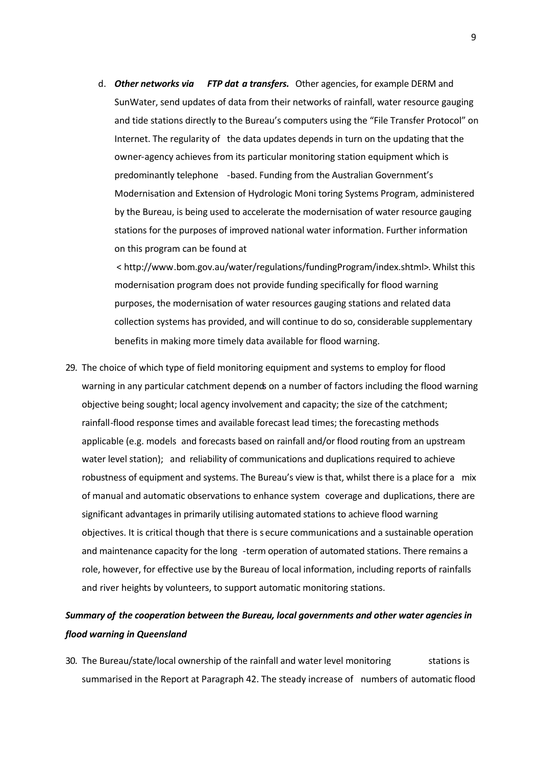d. ***Other networks via FTP data transfers.*** Other agencies, for example DERM and SunWater, send updates of data from their networks of rainfall, water resource gauging and tide stations directly to the Bureau's computers using the "File Transfer Protocol" on Internet. The regularity of the data updates depends in turn on the updating that the owner-agency achieves from its particular monitoring station equipment which is predominantly telephone-based. Funding from the Australian Government's Modernisation and Extension of Hydrologic Monitoring Systems Program, administered by the Bureau, is being used to accelerate the modernisation of water resource gauging stations for the purposes of improved national water information. Further information on this program can be found at < http://www.bom.gov.au/water/regulations/fundingProgram/index.shtml>. Whilst this modernisation program does not provide funding specifically for flood warning purposes, the modernisation of water resources gauging stations and related data collection systems has provided, and will continue to do so, considerable supplementary benefits in making more timely data available for flood warning.

29. The choice of which type of field monitoring equipment and systems to employ for flood warning in any particular catchment depends on a number of factors including the flood warning objective being sought; local agency involvement and capacity; the size of the catchment; rainfall-flood response times and available forecast lead times; the forecasting methods applicable (e.g. models and forecasts based on rainfall and/or flood routing from an upstream water level station); and reliability of communications and duplications required to achieve robustness of equipment and systems. The Bureau's view is that, whilst there is a place for a mix of manual and automatic observations to enhance system coverage and duplications, there are significant advantages in primarily utilising automated stations to achieve flood warning objectives. It is critical though that there is secure communications and a sustainable operation and maintenance capacity for the long-term operation of automated stations. There remains a role, however, for effective use by the Bureau of local information, including reports of rainfalls and river heights by volunteers, to support automatic monitoring stations.

### *Summary of the cooperation between the Bureau, local governments and other water agencies in flood warning in Queensland*

30. The Bureau/state/local ownership of the rainfall and water level monitoring stations is summarised in the Report at Paragraph 42. The steady increase of numbers of automatic flood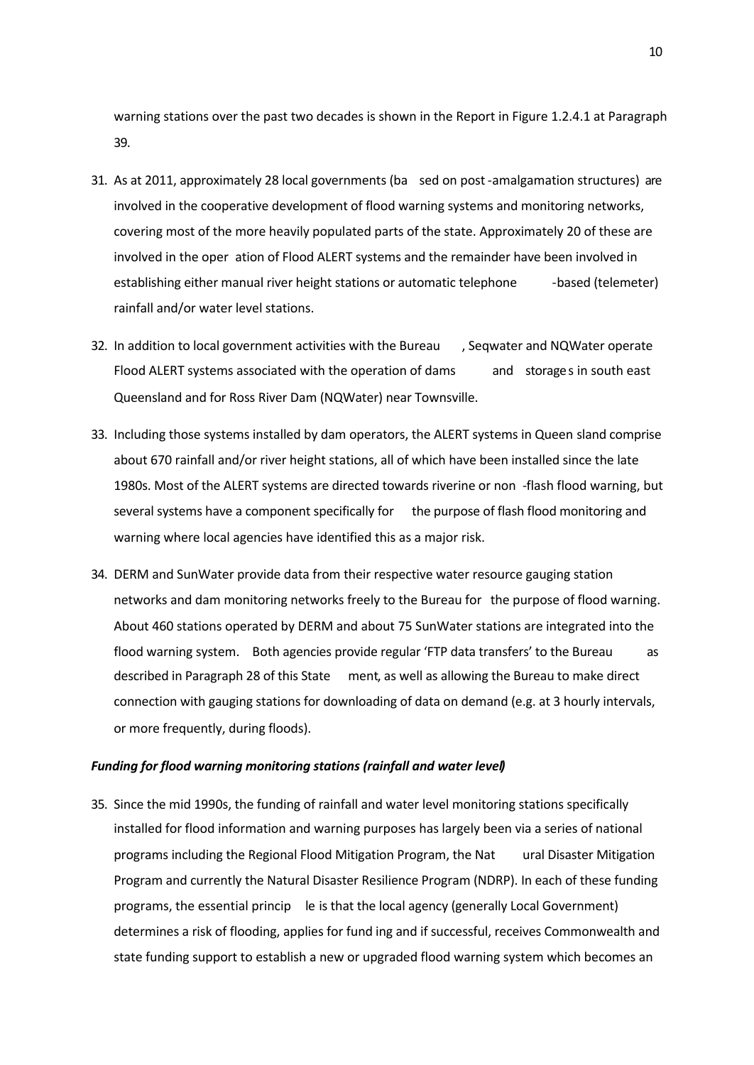warning stations over the past two decades is shown in the Report in Figure 1.2.4.1 at Paragraph 39.

31. As at 2011, approximately 28 local governments (based on post-amalgamation structures) are involved in the cooperative development of flood warning systems and monitoring networks, covering most of the more heavily populated parts of the state. Approximately 20 of these are involved in the operation of Flood ALERT systems and the remainder have been involved in establishing either manual river height stations or automatic telephone-based (telemeter) rainfall and/or water level stations.

32. In addition to local government activities with the Bureau, Seqwater and NQWater operate Flood ALERT systems associated with the operation of dams and storages in south east Queensland and for Ross River Dam (NQWater) near Townsville.

33. Including those systems installed by dam operators, the ALERT systems in Queensland comprise about 670 rainfall and/or river height stations, all of which have been installed since the late 1980s. Most of the ALERT systems are directed towards riverine or non-flash flood warning, but several systems have a component specifically for the purpose of flash flood monitoring and warning where local agencies have identified this as a major risk.

34. DERM and SunWater provide data from their respective water resource gauging station networks and dam monitoring networks freely to the Bureau for the purpose of flood warning. About 460 stations operated by DERM and about 75 SunWater stations are integrated into the flood warning system. Both agencies provide regular 'FTP data transfers' to the Bureau as described in Paragraph 28 of this Statement, as well as allowing the Bureau to make direct connection with gauging stations for downloading of data on demand (e.g. at 3 hourly intervals, or more frequently, during floods).

***Funding for flood warning monitoring stations (rainfall and water level)***

35. Since the mid 1990s, the funding of rainfall and water level monitoring stations specifically installed for flood information and warning purposes has largely been via a series of national programs including the Regional Flood Mitigation Program, the Natural Disaster Mitigation Program and currently the Natural Disaster Resilience Program (NDRP). In each of these funding programs, the essential principle is that the local agency (generally Local Government) determines a risk of flooding, applies for funding and if successful, receives Commonwealth and state funding support to establish a new or upgraded flood warning system which becomes an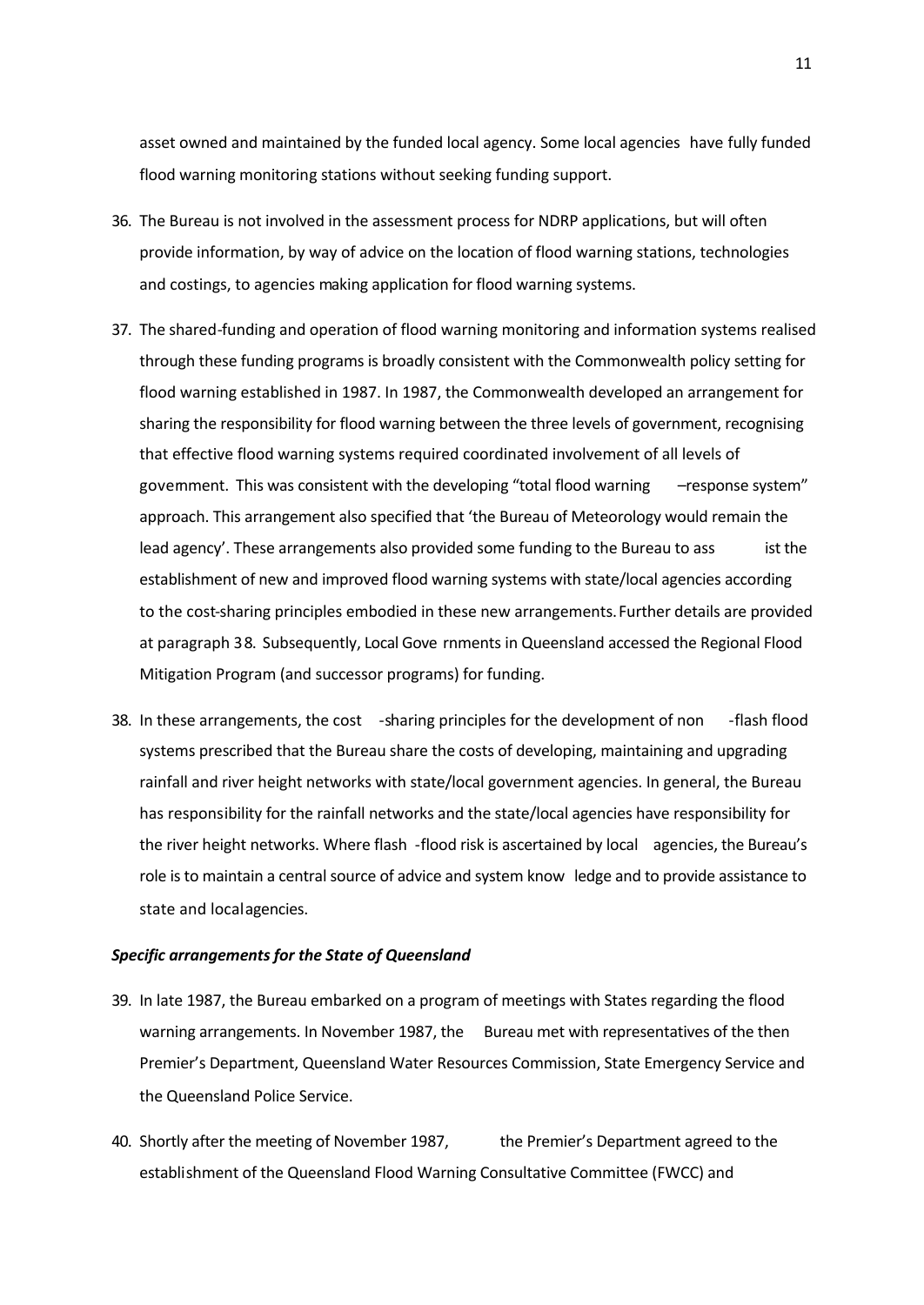asset owned and maintained by the funded local agency. Some local agencies have fully funded flood warning monitoring stations without seeking funding support.

36. The Bureau is not involved in the assessment process for NDRP applications, but will often provide information, by way of advice on the location of flood warning stations, technologies and costings, to agencies making application for flood warning systems.

37. The shared-funding and operation of flood warning monitoring and information systems realised through these funding programs is broadly consistent with the Commonwealth policy setting for flood warning established in 1987. In 1987, the Commonwealth developed an arrangement for sharing the responsibility for flood warning between the three levels of government, recognising that effective flood warning systems required coordinated involvement of all levels of government. This was consistent with the developing "total flood warning –response system" approach. This arrangement also specified that 'the Bureau of Meteorology would remain the lead agency'. These arrangements also provided some funding to the Bureau to assist the establishment of new and improved flood warning systems with state/local agencies according to the cost-sharing principles embodied in these new arrangements. Further details are provided at paragraph 38. Subsequently, Local Governments in Queensland accessed the Regional Flood Mitigation Program (and successor programs) for funding.

38. In these arrangements, the cost-sharing principles for the development of non-flash flood systems prescribed that the Bureau share the costs of developing, maintaining and upgrading rainfall and river height networks with state/local government agencies. In general, the Bureau has responsibility for the rainfall networks and the state/local agencies have responsibility for the river height networks. Where flash-flood risk is ascertained by local agencies, the Bureau's role is to maintain a central source of advice and system knowledge and to provide assistance to state and local agencies.

### *Specific arrangements for the State of Queensland*

39. In late 1987, the Bureau embarked on a program of meetings with States regarding the flood warning arrangements. In November 1987, the Bureau met with representatives of the then Premier's Department, Queensland Water Resources Commission, State Emergency Service and the Queensland Police Service.

40. Shortly after the meeting of November 1987, the Premier's Department agreed to the establishment of the Queensland Flood Warning Consultative Committee (FWCC) and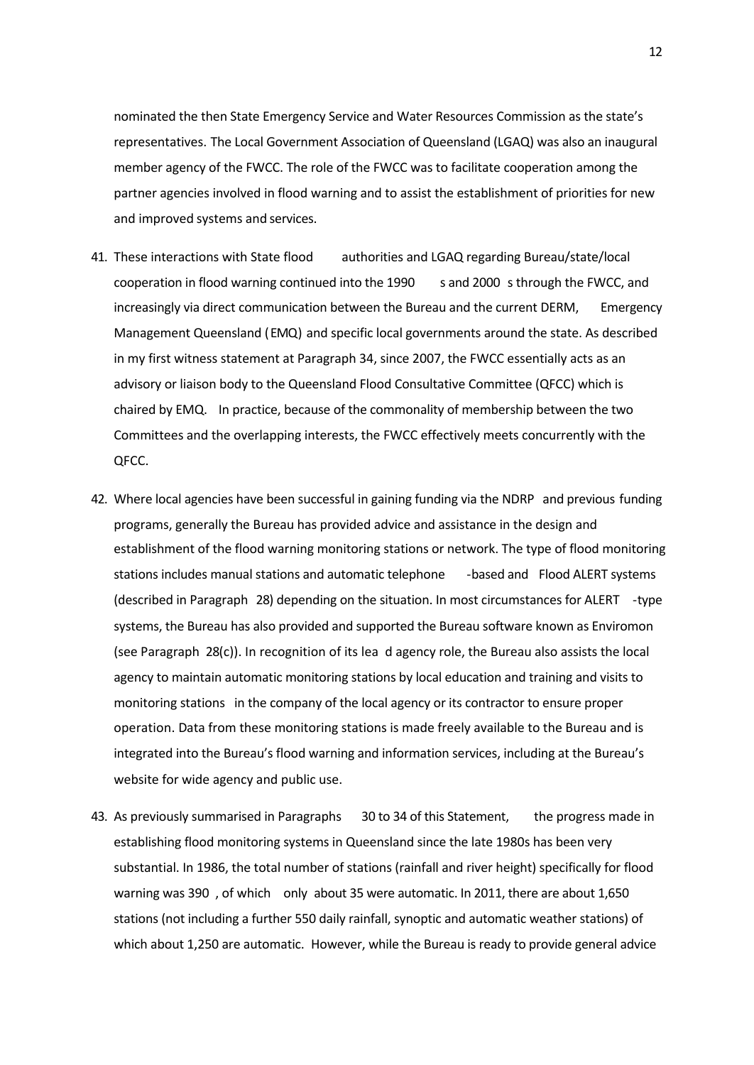nominated the then State Emergency Service and Water Resources Commission as the state's representatives. The Local Government Association of Queensland (LGAQ) was also an inaugural member agency of the FWCC. The role of the FWCC was to facilitate cooperation among the partner agencies involved in flood warning and to assist the establishment of priorities for new and improved systems and services.

41. These interactions with State flood authorities and LGAQ regarding Bureau/state/local cooperation in flood warning continued into the 1990s and 2000s through the FWCC, and increasingly via direct communication between the Bureau and the current DERM, Emergency Management Queensland (EMQ) and specific local governments around the state. As described in my first witness statement at Paragraph 34, since 2007, the FWCC essentially acts as an advisory or liaison body to the Queensland Flood Consultative Committee (QFCC) which is chaired by EMQ. In practice, because of the commonality of membership between the two Committees and the overlapping interests, the FWCC effectively meets concurrently with the QFCC.

42. Where local agencies have been successful in gaining funding via the NDRP and previous funding programs, generally the Bureau has provided advice and assistance in the design and establishment of the flood warning monitoring stations or network. The type of flood monitoring stations includes manual stations and automatic telephone-based and Flood ALERT systems (described in Paragraph 28) depending on the situation. In most circumstances for ALERT-type systems, the Bureau has also provided and supported the Bureau software known as Enviromon (see Paragraph 28(c)). In recognition of its lead agency role, the Bureau also assists the local agency to maintain automatic monitoring stations by local education and training and visits to monitoring stations in the company of the local agency or its contractor to ensure proper operation. Data from these monitoring stations is made freely available to the Bureau and is integrated into the Bureau's flood warning and information services, including at the Bureau's website for wide agency and public use.

43. As previously summarised in Paragraphs 30 to 34 of this Statement, the progress made in establishing flood monitoring systems in Queensland since the late 1980s has been very substantial. In 1986, the total number of stations (rainfall and river height) specifically for flood warning was 390, of which only about 35 were automatic. In 2011, there are about 1,650 stations (not including a further 550 daily rainfall, synoptic and automatic weather stations) of which about 1,250 are automatic. However, while the Bureau is ready to provide general advice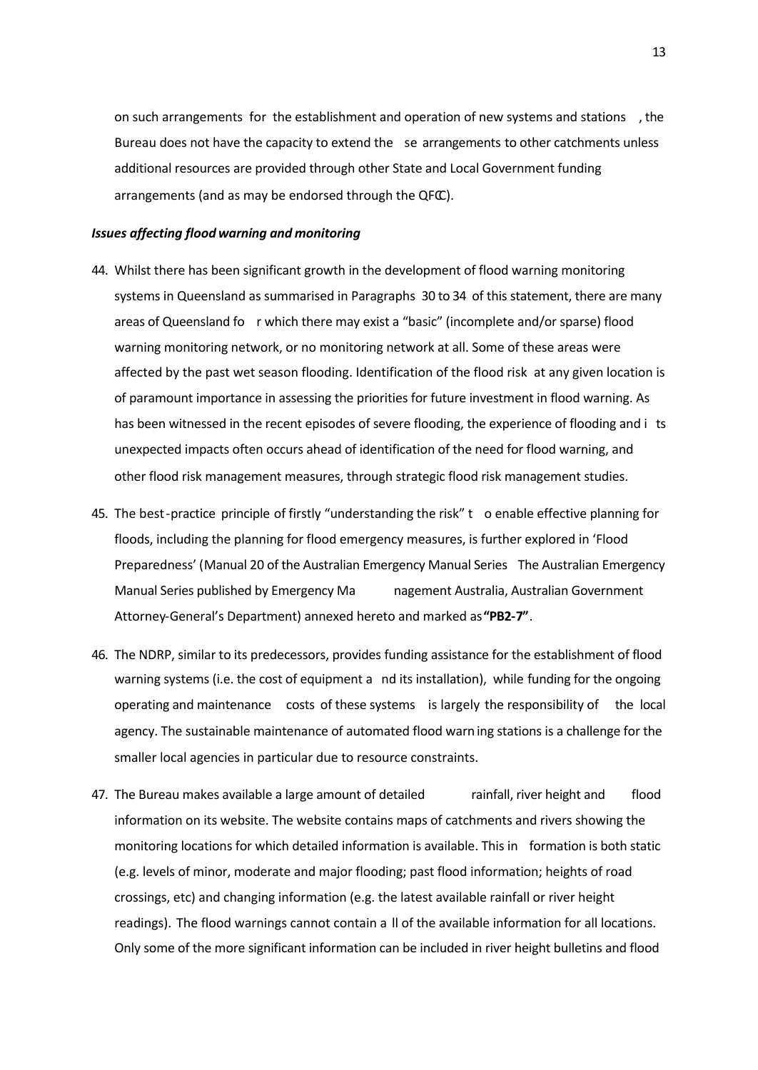on such arrangements for the establishment and operation of new systems and stations, the Bureau does not have the capacity to extend these arrangements to other catchments unless additional resources are provided through other State and Local Government funding arrangements (and as may be endorsed through the QFCC).

***Issues affecting flood warning and monitoring***

44. Whilst there has been significant growth in the development of flood warning monitoring systems in Queensland as summarised in Paragraphs 30 to 34 of this statement, there are many areas of Queensland for which there may exist a "basic" (incomplete and/or sparse) flood warning monitoring network, or no monitoring network at all. Some of these areas were affected by the past wet season flooding. Identification of the flood risk at any given location is of paramount importance in assessing the priorities for future investment in flood warning. As has been witnessed in the recent episodes of severe flooding, the experience of flooding and its unexpected impacts often occurs ahead of identification of the need for flood warning, and other flood risk management measures, through strategic flood risk management studies.

45. The best-practice principle of firstly "understanding the risk" to enable effective planning for floods, including the planning for flood emergency measures, is further explored in 'Flood Preparedness' (Manual 20 of the Australian Emergency Manual Series The Australian Emergency Manual Series published by Emergency Management Australia, Australian Government Attorney-General's Department) annexed hereto and marked as **"PB2-7"**.

46. The NDRP, similar to its predecessors, provides funding assistance for the establishment of flood warning systems (i.e. the cost of equipment and its installation), while funding for the ongoing operating and maintenance costs of these systems is largely the responsibility of the local agency. The sustainable maintenance of automated flood warning stations is a challenge for the smaller local agencies in particular due to resource constraints.

47. The Bureau makes available a large amount of detailed rainfall, river height and flood information on its website. The website contains maps of catchments and rivers showing the monitoring locations for which detailed information is available. This information is both static (e.g. levels of minor, moderate and major flooding; past flood information; heights of road crossings, etc) and changing information (e.g. the latest available rainfall or river height readings). The flood warnings cannot contain all of the available information for all locations. Only some of the more significant information can be included in river height bulletins and flood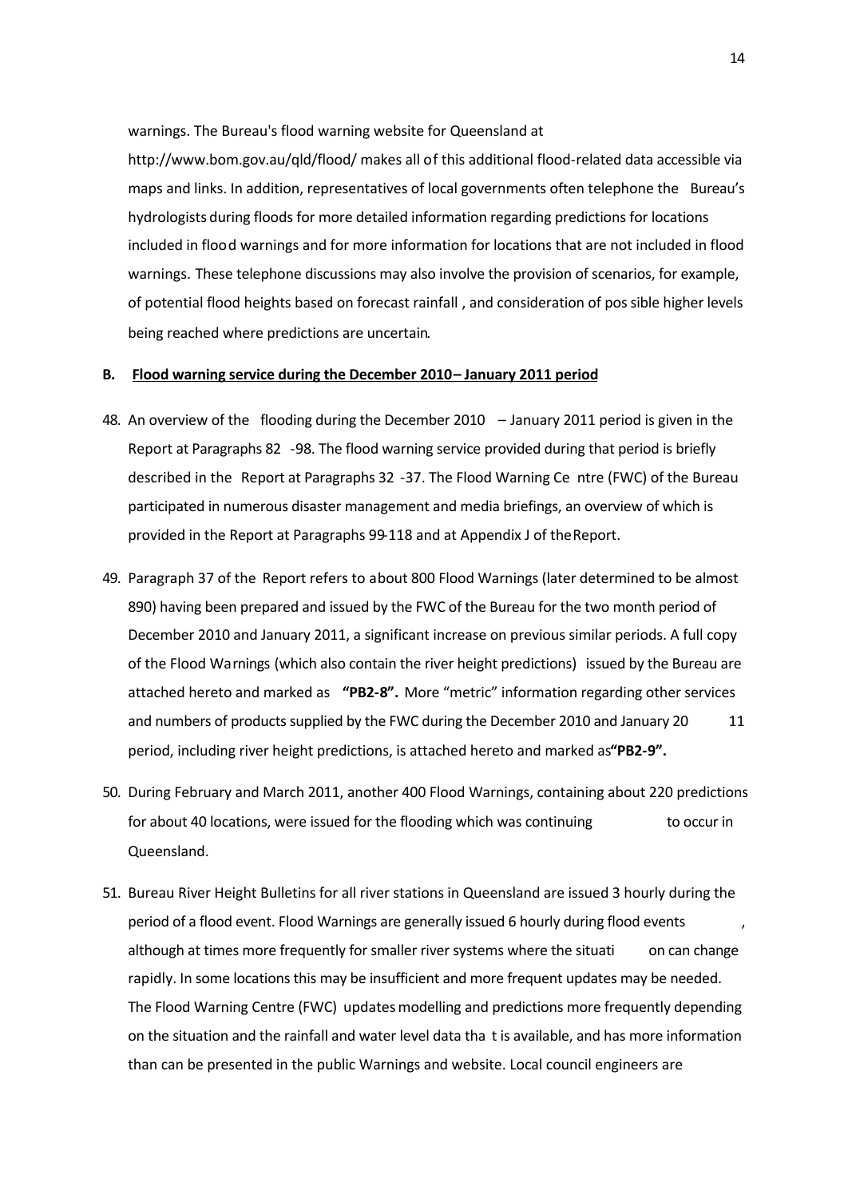warnings. The Bureau's flood warning website for Queensland at http://www.bom.gov.au/qld/flood/ makes all of this additional flood-related data accessible via maps and links. In addition, representatives of local governments often telephone the Bureau's hydrologists during floods for more detailed information regarding predictions for locations included in flood warnings and for more information for locations that are not included in flood warnings. These telephone discussions may also involve the provision of scenarios, for example, of potential flood heights based on forecast rainfall, and consideration of possible higher levels being reached where predictions are uncertain.

## B. Flood warning service during the December 2010 – January 2011 period

48. An overview of the flooding during the December 2010 – January 2011 period is given in the Report at Paragraphs 82-98. The flood warning service provided during that period is briefly described in the Report at Paragraphs 32-37. The Flood Warning Centre (FWC) of the Bureau participated in numerous disaster management and media briefings, an overview of which is provided in the Report at Paragraphs 99-118 and at Appendix J of the Report.

49. Paragraph 37 of the Report refers to about 800 Flood Warnings (later determined to be almost 890) having been prepared and issued by the FWC of the Bureau for the two month period of December 2010 and January 2011, a significant increase on previous similar periods. A full copy of the Flood Warnings (which also contain the river height predictions) issued by the Bureau are attached hereto and marked as **"PB2-8".** More "metric" information regarding other services and numbers of products supplied by the FWC during the December 2010 and January 2011 period, including river height predictions, is attached hereto and marked as **"PB2-9".**

50. During February and March 2011, another 400 Flood Warnings, containing about 220 predictions for about 40 locations, were issued for the flooding which was continuing to occur in Queensland.

51. Bureau River Height Bulletins for all river stations in Queensland are issued 3 hourly during the period of a flood event. Flood Warnings are generally issued 6 hourly during flood events, although at times more frequently for smaller river systems where the situation can change rapidly. In some locations this may be insufficient and more frequent updates may be needed. The Flood Warning Centre (FWC) updates modelling and predictions more frequently depending on the situation and the rainfall and water level data that is available, and has more information than can be presented in the public Warnings and website. Local council engineers are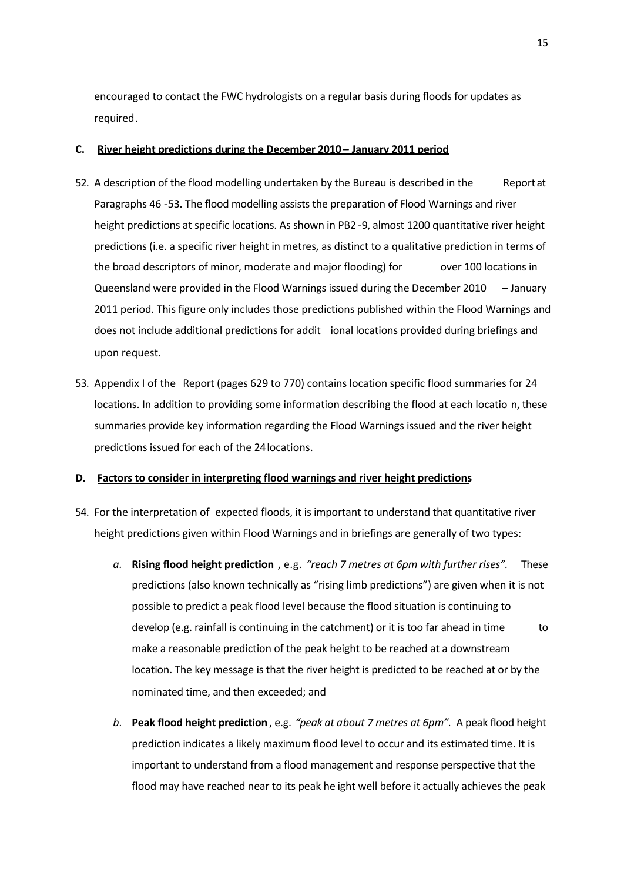encouraged to contact the FWC hydrologists on a regular basis during floods for updates as required.

**C. <u>River height predictions during the December 2010 – January 2011 period</u>**

52. A description of the flood modelling undertaken by the Bureau is described in the Report at Paragraphs 46 -53. The flood modelling assists the preparation of Flood Warnings and river height predictions at specific locations. As shown in PB2 -9, almost 1200 quantitative river height predictions (i.e. a specific river height in metres, as distinct to a qualitative prediction in terms of the broad descriptors of minor, moderate and major flooding) for over 100 locations in Queensland were provided in the Flood Warnings issued during the December 2010 – January 2011 period. This figure only includes those predictions published within the Flood Warnings and does not include additional predictions for additional locations provided during briefings and upon request.

53. Appendix I of the Report (pages 629 to 770) contains location specific flood summaries for 24 locations. In addition to providing some information describing the flood at each location, these summaries provide key information regarding the Flood Warnings issued and the river height predictions issued for each of the 24 locations.

**D. <u>Factors to consider in interpreting flood warnings and river height predictions</u>**

54. For the interpretation of expected floods, it is important to understand that quantitative river height predictions given within Flood Warnings and in briefings are generally of two types:

    *a.* **Rising flood height prediction**, e.g. *"reach 7 metres at 6pm with further rises".* These predictions (also known technically as "rising limb predictions") are given when it is not possible to predict a peak flood level because the flood situation is continuing to develop (e.g. rainfall is continuing in the catchment) or it is too far ahead in time to make a reasonable prediction of the peak height to be reached at a downstream location. The key message is that the river height is predicted to be reached at or by the nominated time, and then exceeded; and

    *b.* **Peak flood height prediction**, e.g. *"peak at about 7 metres at 6pm".* A peak flood height prediction indicates a likely maximum flood level to occur and its estimated time. It is important to understand from a flood management and response perspective that the flood may have reached near to its peak height well before it actually achieves the peak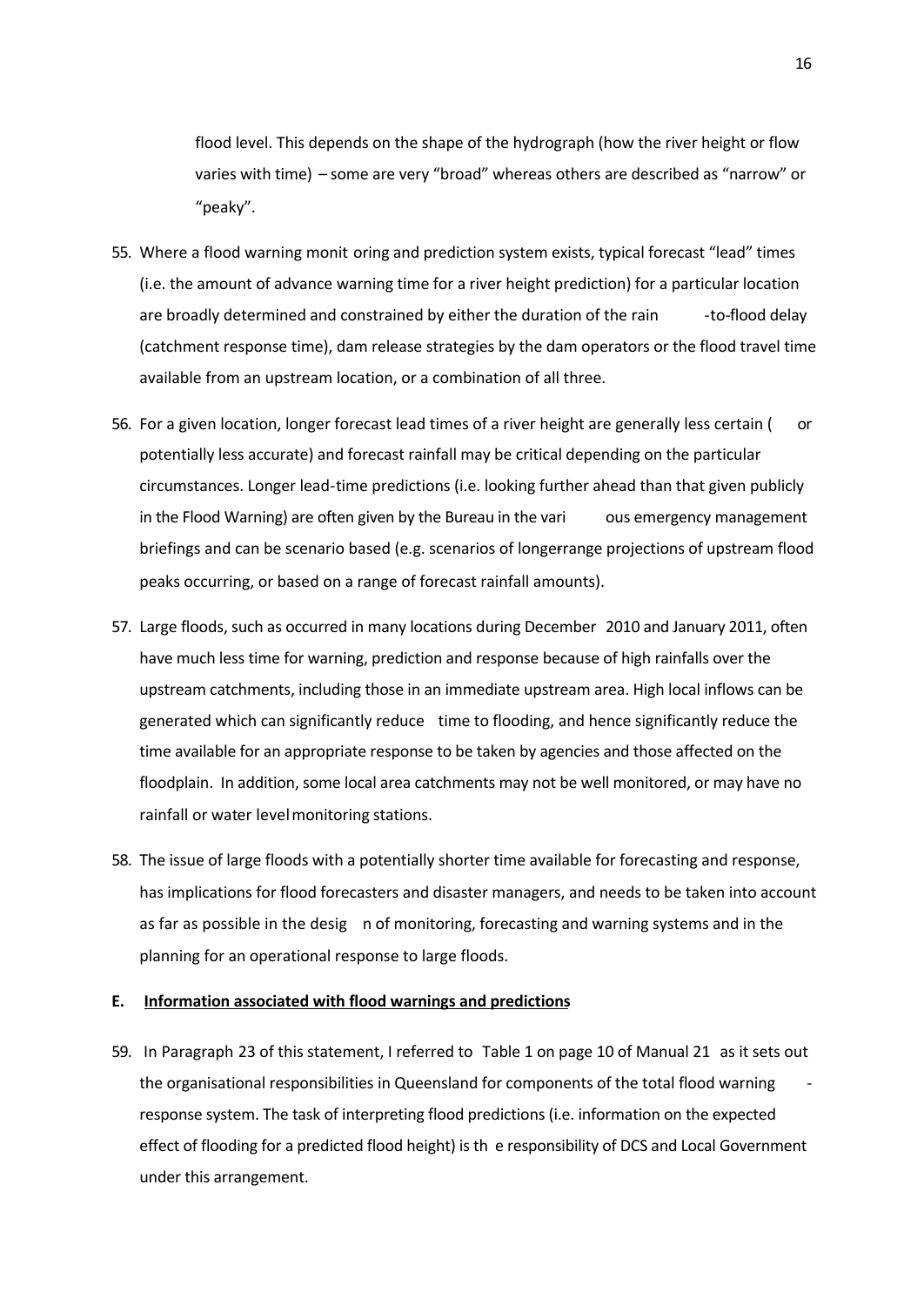flood level. This depends on the shape of the hydrograph (how the river height or flow varies with time) – some are very "broad" whereas others are described as "narrow" or "peaky".

55. Where a flood warning monitoring and prediction system exists, typical forecast "lead" times (i.e. the amount of advance warning time for a river height prediction) for a particular location are broadly determined and constrained by either the duration of the rain-to-flood delay (catchment response time), dam release strategies by the dam operators or the flood travel time available from an upstream location, or a combination of all three.

56. For a given location, longer forecast lead times of a river height are generally less certain (or potentially less accurate) and forecast rainfall may be critical depending on the particular circumstances. Longer lead-time predictions (i.e. looking further ahead than that given publicly in the Flood Warning) are often given by the Bureau in the various emergency management briefings and can be scenario based (e.g. scenarios of longerrange projections of upstream flood peaks occurring, or based on a range of forecast rainfall amounts).

57. Large floods, such as occurred in many locations during December 2010 and January 2011, often have much less time for warning, prediction and response because of high rainfalls over the upstream catchments, including those in an immediate upstream area. High local inflows can be generated which can significantly reduce time to flooding, and hence significantly reduce the time available for an appropriate response to be taken by agencies and those affected on the floodplain. In addition, some local area catchments may not be well monitored, or may have no rainfall or water level monitoring stations.

58. The issue of large floods with a potentially shorter time available for forecasting and response, has implications for flood forecasters and disaster managers, and needs to be taken into account as far as possible in the design of monitoring, forecasting and warning systems and in the planning for an operational response to large floods.

## E. Information associated with flood warnings and predictions

59. In Paragraph 23 of this statement, I referred to Table 1 on page 10 of Manual 21 as it sets out the organisational responsibilities in Queensland for components of the total flood warning - response system. The task of interpreting flood predictions (i.e. information on the expected effect of flooding for a predicted flood height) is the responsibility of DCS and Local Government under this arrangement.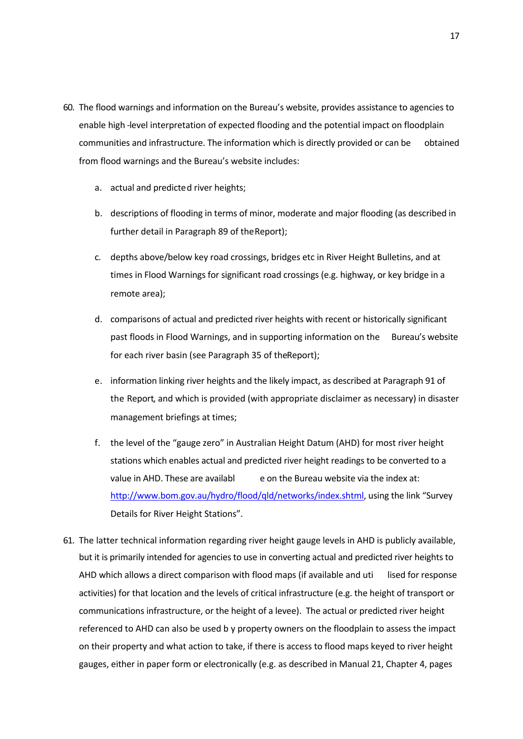60. The flood warnings and information on the Bureau's website, provides assistance to agencies to enable high-level interpretation of expected flooding and the potential impact on floodplain communities and infrastructure. The information which is directly provided or can be obtained from flood warnings and the Bureau's website includes:

    a. actual and predicted river heights;

    b. descriptions of flooding in terms of minor, moderate and major flooding (as described in further detail in Paragraph 89 of the Report);

    c. depths above/below key road crossings, bridges etc in River Height Bulletins, and at times in Flood Warnings for significant road crossings (e.g. highway, or key bridge in a remote area);

    d. comparisons of actual and predicted river heights with recent or historically significant past floods in Flood Warnings, and in supporting information on the Bureau's website for each river basin (see Paragraph 35 of the Report);

    e. information linking river heights and the likely impact, as described at Paragraph 91 of the Report, and which is provided (with appropriate disclaimer as necessary) in disaster management briefings at times;

    f. the level of the "gauge zero" in Australian Height Datum (AHD) for most river height stations which enables actual and predicted river height readings to be converted to a value in AHD. These are available on the Bureau website via the index at: http://www.bom.gov.au/hydro/flood/qld/networks/index.shtml, using the link "Survey Details for River Height Stations".

61. The latter technical information regarding river height gauge levels in AHD is publicly available, but it is primarily intended for agencies to use in converting actual and predicted river heights to AHD which allows a direct comparison with flood maps (if available and utilised for response activities) for that location and the levels of critical infrastructure (e.g. the height of transport or communications infrastructure, or the height of a levee). The actual or predicted river height referenced to AHD can also be used by property owners on the floodplain to assess the impact on their property and what action to take, if there is access to flood maps keyed to river height gauges, either in paper form or electronically (e.g. as described in Manual 21, Chapter 4, pages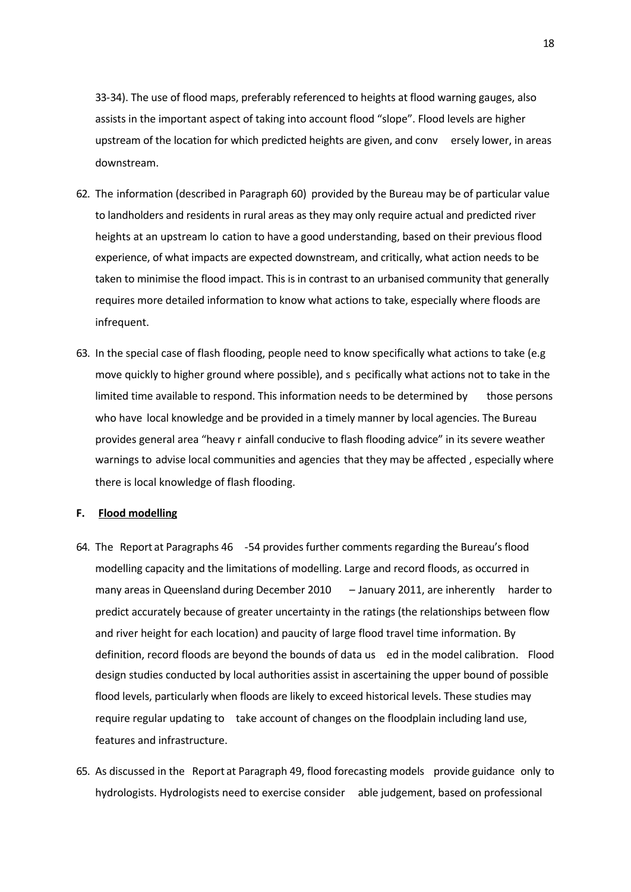33-34). The use of flood maps, preferably referenced to heights at flood warning gauges, also assists in the important aspect of taking into account flood "slope". Flood levels are higher upstream of the location for which predicted heights are given, and conversely lower, in areas downstream.

62. The information (described in Paragraph 60) provided by the Bureau may be of particular value to landholders and residents in rural areas as they may only require actual and predicted river heights at an upstream location to have a good understanding, based on their previous flood experience, of what impacts are expected downstream, and critically, what action needs to be taken to minimise the flood impact. This is in contrast to an urbanised community that generally requires more detailed information to know what actions to take, especially where floods are infrequent.

63. In the special case of flash flooding, people need to know specifically what actions to take (e.g move quickly to higher ground where possible), and specifically what actions not to take in the limited time available to respond. This information needs to be determined by those persons who have local knowledge and be provided in a timely manner by local agencies. The Bureau provides general area "heavy rainfall conducive to flash flooding advice" in its severe weather warnings to advise local communities and agencies that they may be affected, especially where there is local knowledge of flash flooding.

**F. Flood modelling**

64. The Report at Paragraphs 46-54 provides further comments regarding the Bureau's flood modelling capacity and the limitations of modelling. Large and record floods, as occurred in many areas in Queensland during December 2010 – January 2011, are inherently harder to predict accurately because of greater uncertainty in the ratings (the relationships between flow and river height for each location) and paucity of large flood travel time information. By definition, record floods are beyond the bounds of data used in the model calibration. Flood design studies conducted by local authorities assist in ascertaining the upper bound of possible flood levels, particularly when floods are likely to exceed historical levels. These studies may require regular updating to take account of changes on the floodplain including land use, features and infrastructure.

65. As discussed in the Report at Paragraph 49, flood forecasting models provide guidance only to hydrologists. Hydrologists need to exercise considerable judgement, based on professional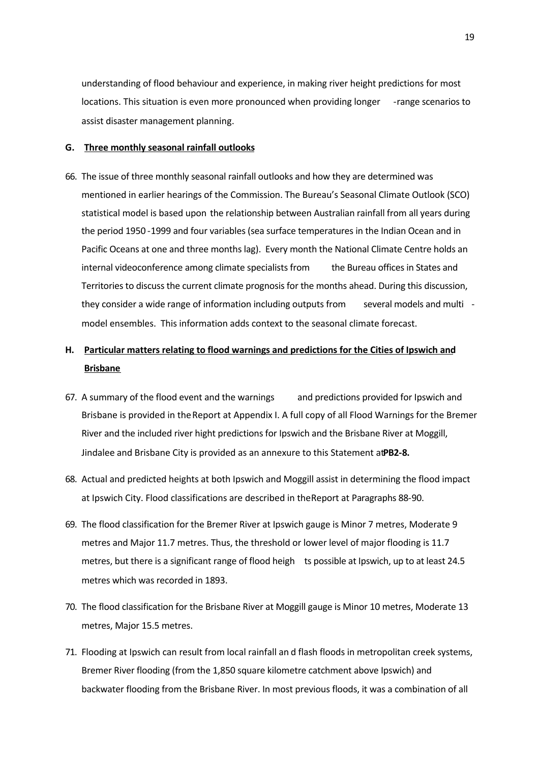understanding of flood behaviour and experience, in making river height predictions for most locations. This situation is even more pronounced when providing longer-range scenarios to assist disaster management planning.

## G. Three monthly seasonal rainfall outlooks

66. The issue of three monthly seasonal rainfall outlooks and how they are determined was mentioned in earlier hearings of the Commission. The Bureau's Seasonal Climate Outlook (SCO) statistical model is based upon the relationship between Australian rainfall from all years during the period 1950-1999 and four variables (sea surface temperatures in the Indian Ocean and in Pacific Oceans at one and three months lag). Every month the National Climate Centre holds an internal videoconference among climate specialists from the Bureau offices in States and Territories to discuss the current climate prognosis for the months ahead. During this discussion, they consider a wide range of information including outputs from several models and multi-model ensembles. This information adds context to the seasonal climate forecast.

## H. Particular matters relating to flood warnings and predictions for the Cities of Ipswich and Brisbane

67. A summary of the flood event and the warnings and predictions provided for Ipswich and Brisbane is provided in the Report at Appendix I. A full copy of all Flood Warnings for the Bremer River and the included river hight predictions for Ipswich and the Brisbane River at Moggill, Jindalee and Brisbane City is provided as an annexure to this Statement at **PB2-8.**

68. Actual and predicted heights at both Ipswich and Moggill assist in determining the flood impact at Ipswich City. Flood classifications are described in the Report at Paragraphs 88-90.

69. The flood classification for the Bremer River at Ipswich gauge is Minor 7 metres, Moderate 9 metres and Major 11.7 metres. Thus, the threshold or lower level of major flooding is 11.7 metres, but there is a significant range of flood heights possible at Ipswich, up to at least 24.5 metres which was recorded in 1893.

70. The flood classification for the Brisbane River at Moggill gauge is Minor 10 metres, Moderate 13 metres, Major 15.5 metres.

71. Flooding at Ipswich can result from local rainfall and flash floods in metropolitan creek systems, Bremer River flooding (from the 1,850 square kilometre catchment above Ipswich) and backwater flooding from the Brisbane River. In most previous floods, it was a combination of all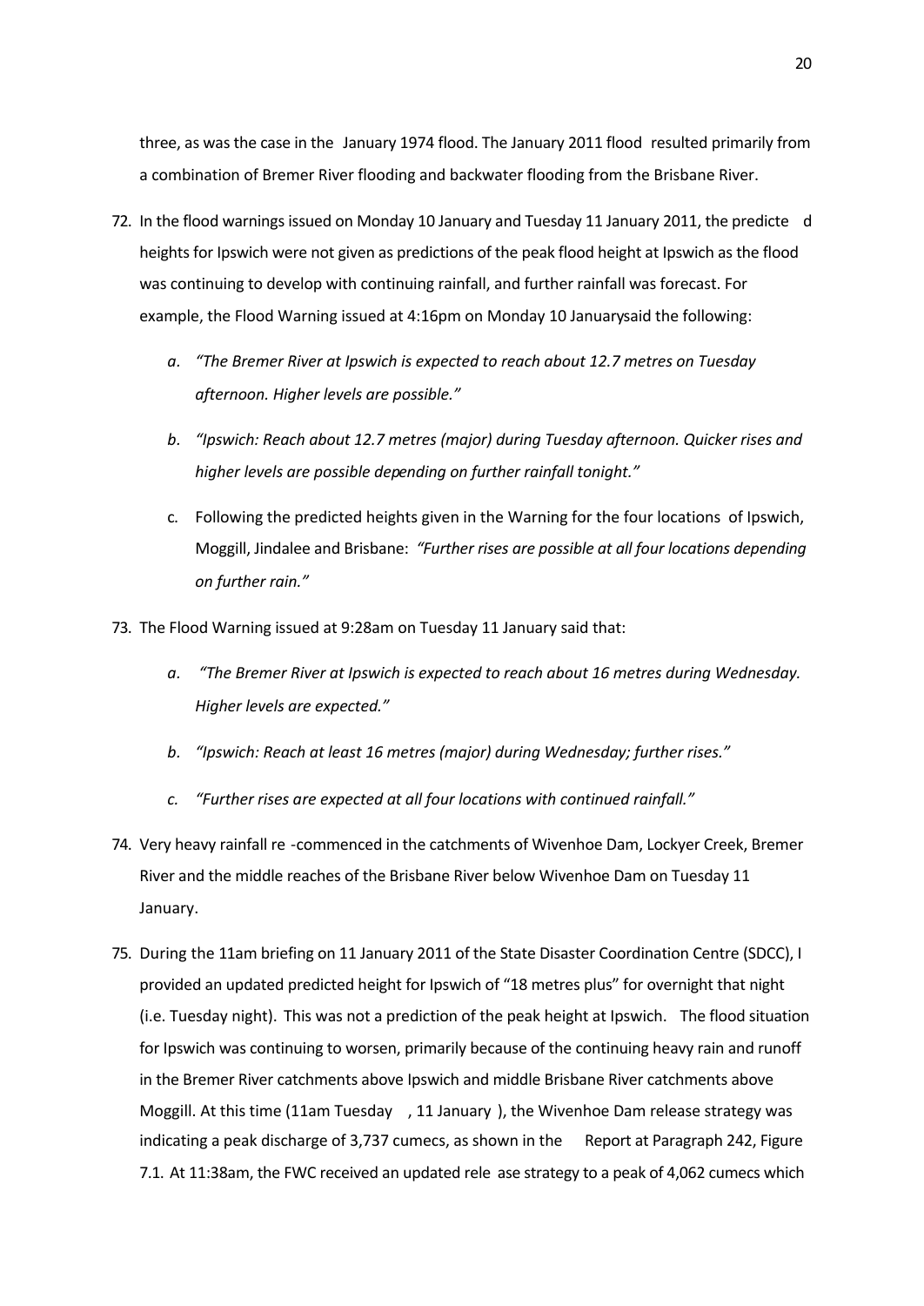three, as was the case in the January 1974 flood. The January 2011 flood resulted primarily from a combination of Bremer River flooding and backwater flooding from the Brisbane River.

72. In the flood warnings issued on Monday 10 January and Tuesday 11 January 2011, the predicted heights for Ipswich were not given as predictions of the peak flood height at Ipswich as the flood was continuing to develop with continuing rainfall, and further rainfall was forecast. For example, the Flood Warning issued at 4:16pm on Monday 10 Januarysaid the following:

    a. *"The Bremer River at Ipswich is expected to reach about 12.7 metres on Tuesday afternoon. Higher levels are possible."*

    b. *"Ipswich: Reach about 12.7 metres (major) during Tuesday afternoon. Quicker rises and higher levels are possible depending on further rainfall tonight."*

    c. Following the predicted heights given in the Warning for the four locations of Ipswich, Moggill, Jindalee and Brisbane: *"Further rises are possible at all four locations depending on further rain."*

73. The Flood Warning issued at 9:28am on Tuesday 11 January said that:

    a. *"The Bremer River at Ipswich is expected to reach about 16 metres during Wednesday. Higher levels are expected."*

    b. *"Ipswich: Reach at least 16 metres (major) during Wednesday; further rises."*

    c. *"Further rises are expected at all four locations with continued rainfall."*

74. Very heavy rainfall re-commenced in the catchments of Wivenhoe Dam, Lockyer Creek, Bremer River and the middle reaches of the Brisbane River below Wivenhoe Dam on Tuesday 11 January.

75. During the 11am briefing on 11 January 2011 of the State Disaster Coordination Centre (SDCC), I provided an updated predicted height for Ipswich of "18 metres plus" for overnight that night (i.e. Tuesday night). This was not a prediction of the peak height at Ipswich. The flood situation for Ipswich was continuing to worsen, primarily because of the continuing heavy rain and runoff in the Bremer River catchments above Ipswich and middle Brisbane River catchments above Moggill. At this time (11am Tuesday, 11 January), the Wivenhoe Dam release strategy was indicating a peak discharge of 3,737 cumecs, as shown in the Report at Paragraph 242, Figure 7.1. At 11:38am, the FWC received an updated release strategy to a peak of 4,062 cumecs which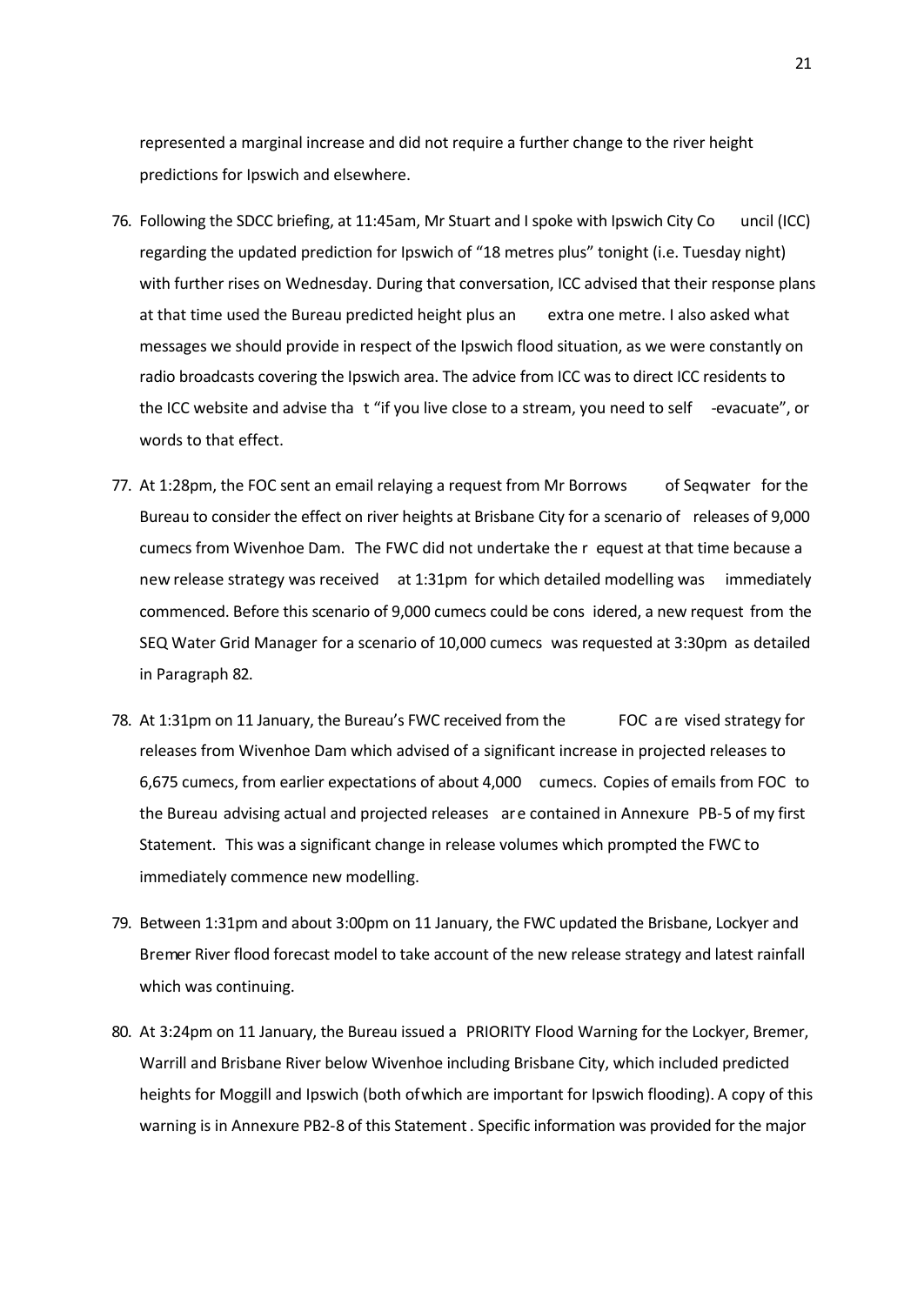represented a marginal increase and did not require a further change to the river height predictions for Ipswich and elsewhere.

76. Following the SDCC briefing, at 11:45am, Mr Stuart and I spoke with Ipswich City Council (ICC) regarding the updated prediction for Ipswich of "18 metres plus" tonight (i.e. Tuesday night) with further rises on Wednesday. During that conversation, ICC advised that their response plans at that time used the Bureau predicted height plus an extra one metre. I also asked what messages we should provide in respect of the Ipswich flood situation, as we were constantly on radio broadcasts covering the Ipswich area. The advice from ICC was to direct ICC residents to the ICC website and advise that "if you live close to a stream, you need to self-evacuate", or words to that effect.

77. At 1:28pm, the FOC sent an email relaying a request from Mr Borrows of Seqwater for the Bureau to consider the effect on river heights at Brisbane City for a scenario of releases of 9,000 cumecs from Wivenhoe Dam. The FWC did not undertake the request at that time because a new release strategy was received at 1:31pm for which detailed modelling was immediately commenced. Before this scenario of 9,000 cumecs could be considered, a new request from the SEQ Water Grid Manager for a scenario of 10,000 cumecs was requested at 3:30pm as detailed in Paragraph 82.

78. At 1:31pm on 11 January, the Bureau's FWC received from the FOC a revised strategy for releases from Wivenhoe Dam which advised of a significant increase in projected releases to 6,675 cumecs, from earlier expectations of about 4,000 cumecs. Copies of emails from FOC to the Bureau advising actual and projected releases are contained in Annexure PB-5 of my first Statement. This was a significant change in release volumes which prompted the FWC to immediately commence new modelling.

79. Between 1:31pm and about 3:00pm on 11 January, the FWC updated the Brisbane, Lockyer and Bremer River flood forecast model to take account of the new release strategy and latest rainfall which was continuing.

80. At 3:24pm on 11 January, the Bureau issued a PRIORITY Flood Warning for the Lockyer, Bremer, Warrill and Brisbane River below Wivenhoe including Brisbane City, which included predicted heights for Moggill and Ipswich (both of which are important for Ipswich flooding). A copy of this warning is in Annexure PB2-8 of this Statement. Specific information was provided for the major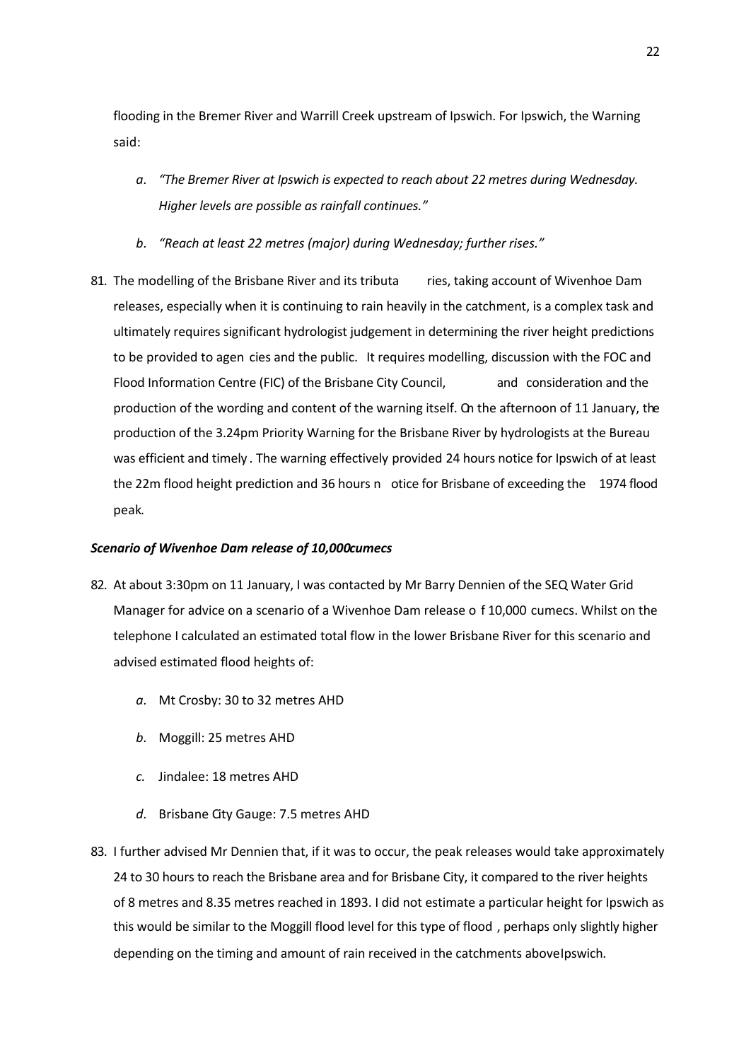flooding in the Bremer River and Warrill Creek upstream of Ipswich. For Ipswich, the Warning said:

*a. "The Bremer River at Ipswich is expected to reach about 22 metres during Wednesday. Higher levels are possible as rainfall continues."*

*b. "Reach at least 22 metres (major) during Wednesday; further rises."*

81. The modelling of the Brisbane River and its tributaries, taking account of Wivenhoe Dam releases, especially when it is continuing to rain heavily in the catchment, is a complex task and ultimately requires significant hydrologist judgement in determining the river height predictions to be provided to agencies and the public. It requires modelling, discussion with the FOC and Flood Information Centre (FIC) of the Brisbane City Council, and consideration and the production of the wording and content of the warning itself. On the afternoon of 11 January, the production of the 3.24pm Priority Warning for the Brisbane River by hydrologists at the Bureau was efficient and timely. The warning effectively provided 24 hours notice for Ipswich of at least the 22m flood height prediction and 36 hours notice for Brisbane of exceeding the 1974 flood peak.

### *Scenario of Wivenhoe Dam release of 10,000cumecs*

82. At about 3:30pm on 11 January, I was contacted by Mr Barry Dennien of the SEQ Water Grid Manager for advice on a scenario of a Wivenhoe Dam release of 10,000 cumecs. Whilst on the telephone I calculated an estimated total flow in the lower Brisbane River for this scenario and advised estimated flood heights of:

    *a.* Mt Crosby: 30 to 32 metres AHD

    *b.* Moggill: 25 metres AHD

    *c.* Jindalee: 18 metres AHD

    *d.* Brisbane City Gauge: 7.5 metres AHD

83. I further advised Mr Dennien that, if it was to occur, the peak releases would take approximately 24 to 30 hours to reach the Brisbane area and for Brisbane City, it compared to the river heights of 8 metres and 8.35 metres reached in 1893. I did not estimate a particular height for Ipswich as this would be similar to the Moggill flood level for this type of flood, perhaps only slightly higher depending on the timing and amount of rain received in the catchments above Ipswich.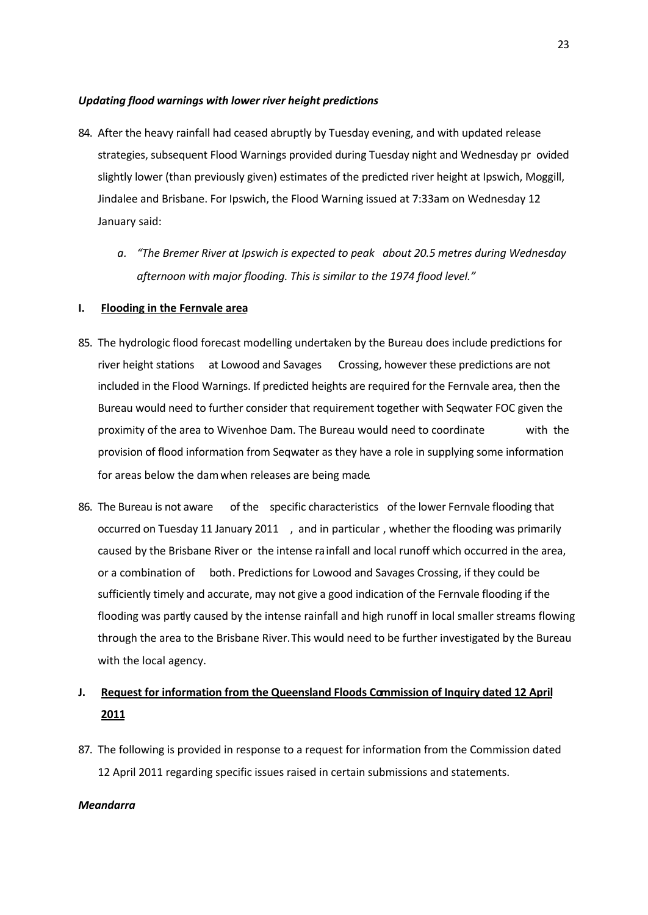***Updating flood warnings with lower river height predictions***

84. After the heavy rainfall had ceased abruptly by Tuesday evening, and with updated release strategies, subsequent Flood Warnings provided during Tuesday night and Wednesday provided slightly lower (than previously given) estimates of the predicted river height at Ipswich, Moggill, Jindalee and Brisbane. For Ipswich, the Flood Warning issued at 7:33am on Wednesday 12 January said:

    a. *"The Bremer River at Ipswich is expected to peak about 20.5 metres during Wednesday afternoon with major flooding. This is similar to the 1974 flood level."*

## I. Flooding in the Fernvale area

85. The hydrologic flood forecast modelling undertaken by the Bureau does include predictions for river height stations at Lowood and Savages Crossing, however these predictions are not included in the Flood Warnings. If predicted heights are required for the Fernvale area, then the Bureau would need to further consider that requirement together with Seqwater FOC given the proximity of the area to Wivenhoe Dam. The Bureau would need to coordinate with the provision of flood information from Seqwater as they have a role in supplying some information for areas below the dam when releases are being made.

86. The Bureau is not aware of the specific characteristics of the lower Fernvale flooding that occurred on Tuesday 11 January 2011, and in particular, whether the flooding was primarily caused by the Brisbane River or the intense rainfall and local runoff which occurred in the area, or a combination of both. Predictions for Lowood and Savages Crossing, if they could be sufficiently timely and accurate, may not give a good indication of the Fernvale flooding if the flooding was partly caused by the intense rainfall and high runoff in local smaller streams flowing through the area to the Brisbane River. This would need to be further investigated by the Bureau with the local agency.

## J. Request for information from the Queensland Floods Commission of Inquiry dated 12 April 2011

87. The following is provided in response to a request for information from the Commission dated 12 April 2011 regarding specific issues raised in certain submissions and statements.

***Meandarra***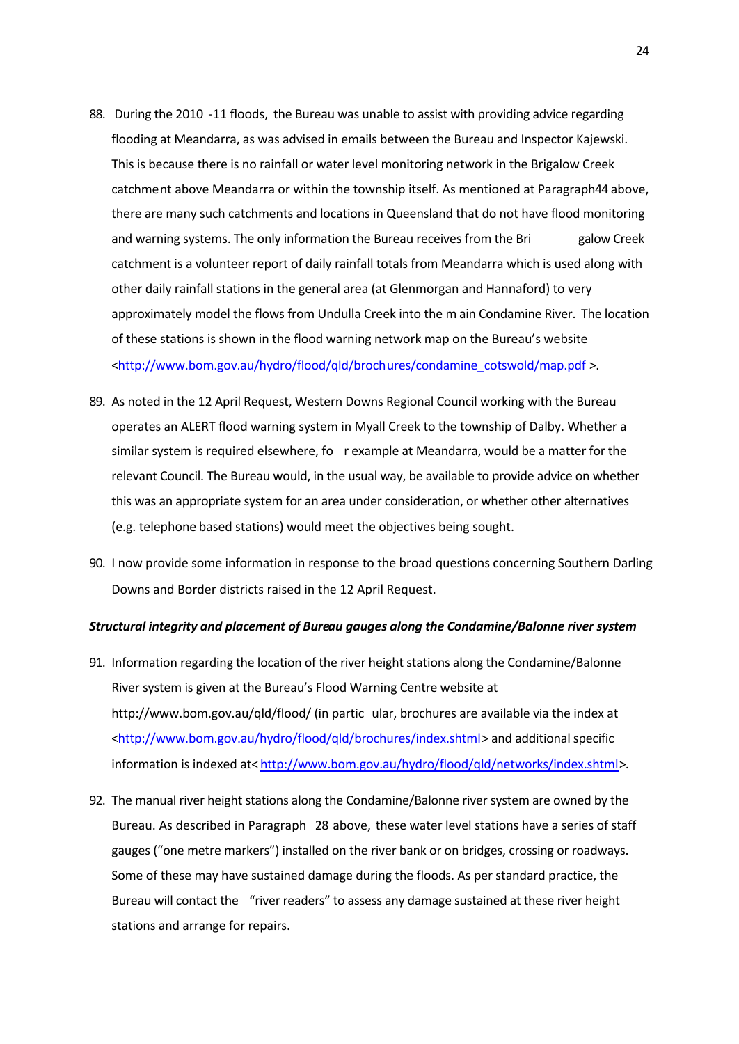88. During the 2010-11 floods, the Bureau was unable to assist with providing advice regarding flooding at Meandarra, as was advised in emails between the Bureau and Inspector Kajewski. This is because there is no rainfall or water level monitoring network in the Brigalow Creek catchment above Meandarra or within the township itself. As mentioned at Paragraph44 above, there are many such catchments and locations in Queensland that do not have flood monitoring and warning systems. The only information the Bureau receives from the Brigalow Creek catchment is a volunteer report of daily rainfall totals from Meandarra which is used along with other daily rainfall stations in the general area (at Glenmorgan and Hannaford) to very approximately model the flows from Undulla Creek into the main Condamine River. The location of these stations is shown in the flood warning network map on the Bureau's website <http://www.bom.gov.au/hydro/flood/qld/brochures/condamine_cotswold/map.pdf >.

89. As noted in the 12 April Request, Western Downs Regional Council working with the Bureau operates an ALERT flood warning system in Myall Creek to the township of Dalby. Whether a similar system is required elsewhere, for example at Meandarra, would be a matter for the relevant Council. The Bureau would, in the usual way, be available to provide advice on whether this was an appropriate system for an area under consideration, or whether other alternatives (e.g. telephone based stations) would meet the objectives being sought.

90. I now provide some information in response to the broad questions concerning Southern Darling Downs and Border districts raised in the 12 April Request.

***Structural integrity and placement of Bureau gauges along the Condamine/Balonne river system***

91. Information regarding the location of the river height stations along the Condamine/Balonne River system is given at the Bureau's Flood Warning Centre website at http://www.bom.gov.au/qld/flood/ (in particular, brochures are available via the index at <http://www.bom.gov.au/hydro/flood/qld/brochures/index.shtml> and additional specific information is indexed at< http://www.bom.gov.au/hydro/flood/qld/networks/index.shtml>.

92. The manual river height stations along the Condamine/Balonne river system are owned by the Bureau. As described in Paragraph 28 above, these water level stations have a series of staff gauges ("one metre markers") installed on the river bank or on bridges, crossing or roadways. Some of these may have sustained damage during the floods. As per standard practice, the Bureau will contact the "river readers" to assess any damage sustained at these river height stations and arrange for repairs.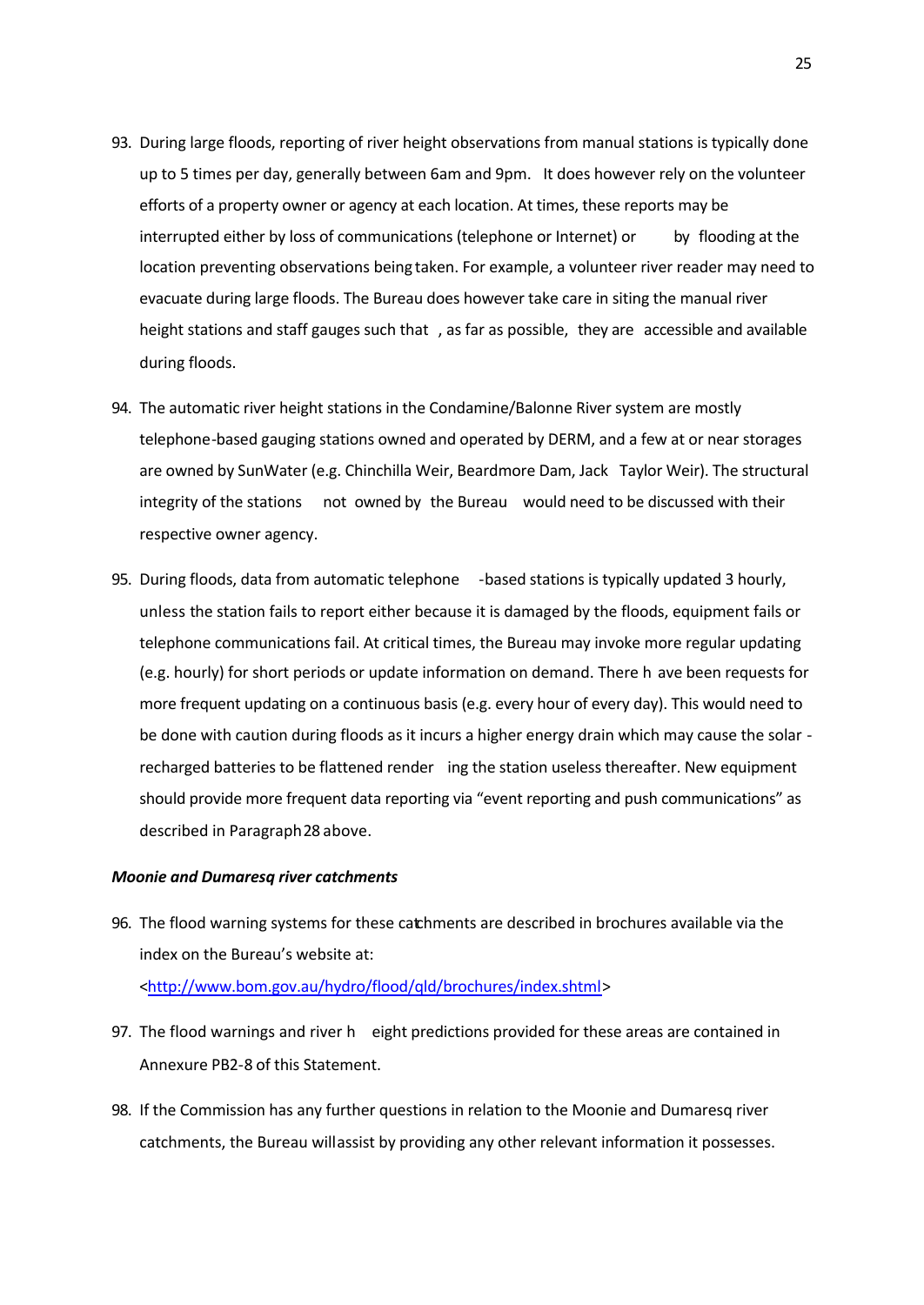93. During large floods, reporting of river height observations from manual stations is typically done up to 5 times per day, generally between 6am and 9pm. It does however rely on the volunteer efforts of a property owner or agency at each location. At times, these reports may be interrupted either by loss of communications (telephone or Internet) or by flooding at the location preventing observations being taken. For example, a volunteer river reader may need to evacuate during large floods. The Bureau does however take care in siting the manual river height stations and staff gauges such that, as far as possible, they are accessible and available during floods.

94. The automatic river height stations in the Condamine/Balonne River system are mostly telephone-based gauging stations owned and operated by DERM, and a few at or near storages are owned by SunWater (e.g. Chinchilla Weir, Beardmore Dam, Jack Taylor Weir). The structural integrity of the stations not owned by the Bureau would need to be discussed with their respective owner agency.

95. During floods, data from automatic telephone-based stations is typically updated 3 hourly, unless the station fails to report either because it is damaged by the floods, equipment fails or telephone communications fail. At critical times, the Bureau may invoke more regular updating (e.g. hourly) for short periods or update information on demand. There have been requests for more frequent updating on a continuous basis (e.g. every hour of every day). This would need to be done with caution during floods as it incurs a higher energy drain which may cause the solar-recharged batteries to be flattened rendering the station useless thereafter. New equipment should provide more frequent data reporting via "event reporting and push communications" as described in Paragraph 28 above.

***Moonie and Dumaresq river catchments***

96. The flood warning systems for these catchments are described in brochures available via the index on the Bureau's website at: <http://www.bom.gov.au/hydro/flood/qld/brochures/index.shtml>

97. The flood warnings and river height predictions provided for these areas are contained in Annexure PB2-8 of this Statement.

98. If the Commission has any further questions in relation to the Moonie and Dumaresq river catchments, the Bureau will assist by providing any other relevant information it possesses.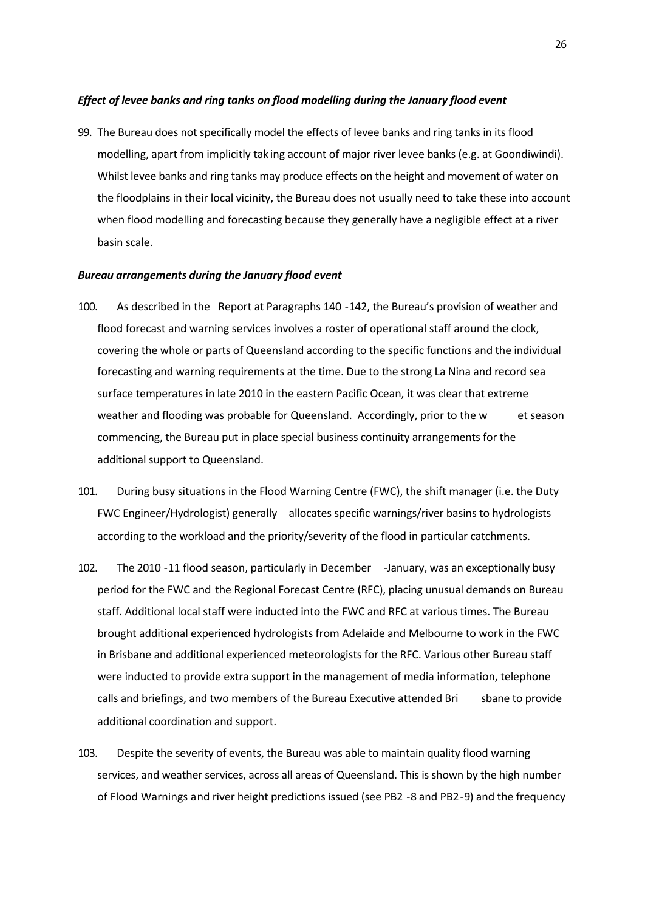***Effect of levee banks and ring tanks on flood modelling during the January flood event***

99. The Bureau does not specifically model the effects of levee banks and ring tanks in its flood modelling, apart from implicitly taking account of major river levee banks (e.g. at Goondiwindi). Whilst levee banks and ring tanks may produce effects on the height and movement of water on the floodplains in their local vicinity, the Bureau does not usually need to take these into account when flood modelling and forecasting because they generally have a negligible effect at a river basin scale.

***Bureau arrangements during the January flood event***

100. As described in the Report at Paragraphs 140 -142, the Bureau's provision of weather and flood forecast and warning services involves a roster of operational staff around the clock, covering the whole or parts of Queensland according to the specific functions and the individual forecasting and warning requirements at the time. Due to the strong La Nina and record sea surface temperatures in late 2010 in the eastern Pacific Ocean, it was clear that extreme weather and flooding was probable for Queensland. Accordingly, prior to the wet season commencing, the Bureau put in place special business continuity arrangements for the additional support to Queensland.

101. During busy situations in the Flood Warning Centre (FWC), the shift manager (i.e. the Duty FWC Engineer/Hydrologist) generally allocates specific warnings/river basins to hydrologists according to the workload and the priority/severity of the flood in particular catchments.

102. The 2010 -11 flood season, particularly in December -January, was an exceptionally busy period for the FWC and the Regional Forecast Centre (RFC), placing unusual demands on Bureau staff. Additional local staff were inducted into the FWC and RFC at various times. The Bureau brought additional experienced hydrologists from Adelaide and Melbourne to work in the FWC in Brisbane and additional experienced meteorologists for the RFC. Various other Bureau staff were inducted to provide extra support in the management of media information, telephone calls and briefings, and two members of the Bureau Executive attended Brisbane to provide additional coordination and support.

103. Despite the severity of events, the Bureau was able to maintain quality flood warning services, and weather services, across all areas of Queensland. This is shown by the high number of Flood Warnings and river height predictions issued (see PB2 -8 and PB2-9) and the frequency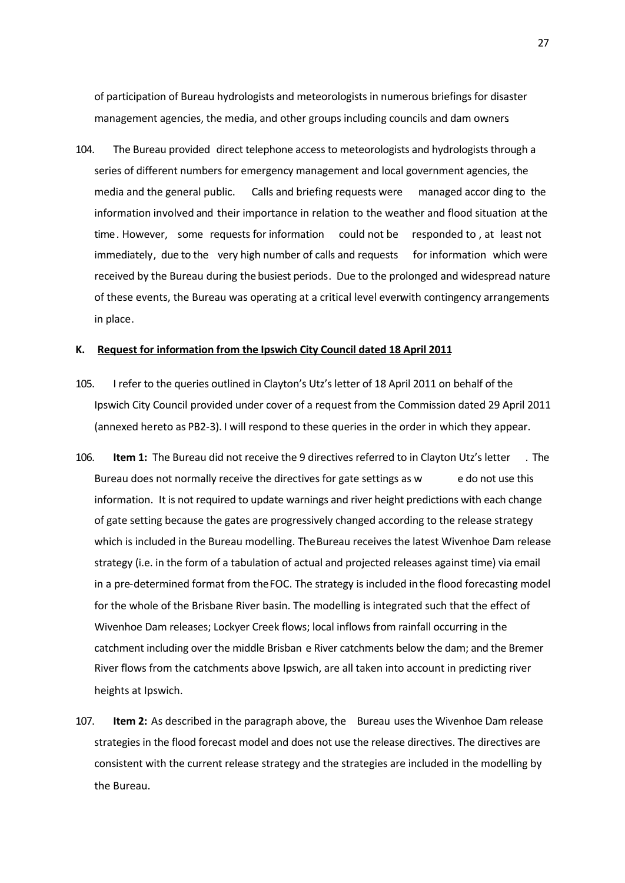of participation of Bureau hydrologists and meteorologists in numerous briefings for disaster management agencies, the media, and other groups including councils and dam owners

104. The Bureau provided direct telephone access to meteorologists and hydrologists through a series of different numbers for emergency management and local government agencies, the media and the general public. Calls and briefing requests were managed according to the information involved and their importance in relation to the weather and flood situation at the time. However, some requests for information could not be responded to, at least not immediately, due to the very high number of calls and requests for information which were received by the Bureau during the busiest periods. Due to the prolonged and widespread nature of these events, the Bureau was operating at a critical level even with contingency arrangements in place.

## K. <u>Request for information from the Ipswich City Council dated 18 April 2011</u>

105. I refer to the queries outlined in Clayton's Utz's letter of 18 April 2011 on behalf of the Ipswich City Council provided under cover of a request from the Commission dated 29 April 2011 (annexed hereto as PB2-3). I will respond to these queries in the order in which they appear.

106. **Item 1:** The Bureau did not receive the 9 directives referred to in Clayton Utz's letter. The Bureau does not normally receive the directives for gate settings as we do not use this information. It is not required to update warnings and river height predictions with each change of gate setting because the gates are progressively changed according to the release strategy which is included in the Bureau modelling. The Bureau receives the latest Wivenhoe Dam release strategy (i.e. in the form of a tabulation of actual and projected releases against time) via email in a pre-determined format from the FOC. The strategy is included in the flood forecasting model for the whole of the Brisbane River basin. The modelling is integrated such that the effect of Wivenhoe Dam releases; Lockyer Creek flows; local inflows from rainfall occurring in the catchment including over the middle Brisbane River catchments below the dam; and the Bremer River flows from the catchments above Ipswich, are all taken into account in predicting river heights at Ipswich.

107. **Item 2:** As described in the paragraph above, the Bureau uses the Wivenhoe Dam release strategies in the flood forecast model and does not use the release directives. The directives are consistent with the current release strategy and the strategies are included in the modelling by the Bureau.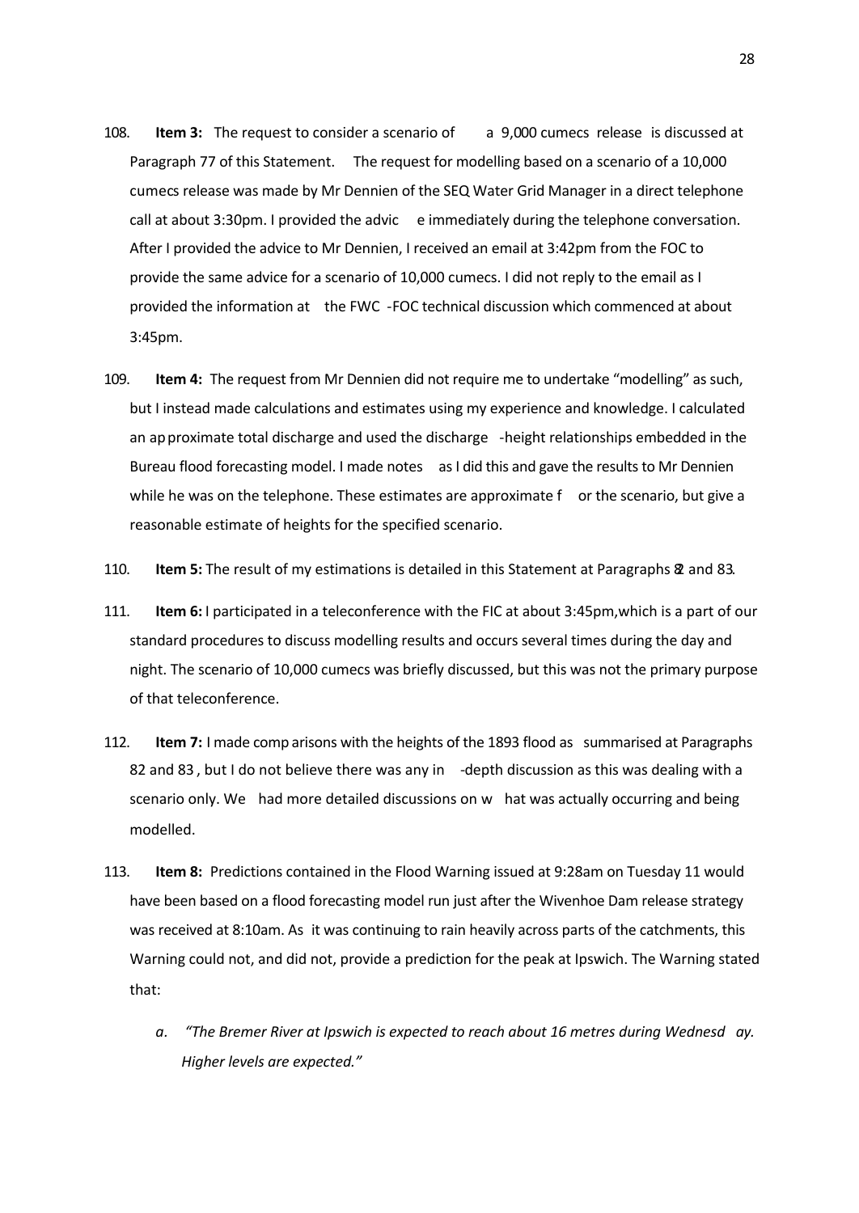108. **Item 3:** The request to consider a scenario of a 9,000 cumecs release is discussed at Paragraph 77 of this Statement. The request for modelling based on a scenario of a 10,000 cumecs release was made by Mr Dennien of the SEQ Water Grid Manager in a direct telephone call at about 3:30pm. I provided the advice immediately during the telephone conversation. After I provided the advice to Mr Dennien, I received an email at 3:42pm from the FOC to provide the same advice for a scenario of 10,000 cumecs. I did not reply to the email as I provided the information at the FWC -FOC technical discussion which commenced at about 3:45pm.

109. **Item 4:** The request from Mr Dennien did not require me to undertake "modelling" as such, but I instead made calculations and estimates using my experience and knowledge. I calculated an approximate total discharge and used the discharge -height relationships embedded in the Bureau flood forecasting model. I made notes as I did this and gave the results to Mr Dennien while he was on the telephone. These estimates are approximate for the scenario, but give a reasonable estimate of heights for the specified scenario.

110. **Item 5:** The result of my estimations is detailed in this Statement at Paragraphs 82 and 83.

111. **Item 6:** I participated in a teleconference with the FIC at about 3:45pm, which is a part of our standard procedures to discuss modelling results and occurs several times during the day and night. The scenario of 10,000 cumecs was briefly discussed, but this was not the primary purpose of that teleconference.

112. **Item 7:** I made comparisons with the heights of the 1893 flood as summarised at Paragraphs 82 and 83, but I do not believe there was any in-depth discussion as this was dealing with a scenario only. We had more detailed discussions on what was actually occurring and being modelled.

113. **Item 8:** Predictions contained in the Flood Warning issued at 9:28am on Tuesday 11 would have been based on a flood forecasting model run just after the Wivenhoe Dam release strategy was received at 8:10am. As it was continuing to rain heavily across parts of the catchments, this Warning could not, and did not, provide a prediction for the peak at Ipswich. The Warning stated that:

    a. *"The Bremer River at Ipswich is expected to reach about 16 metres during Wednesday. Higher levels are expected."*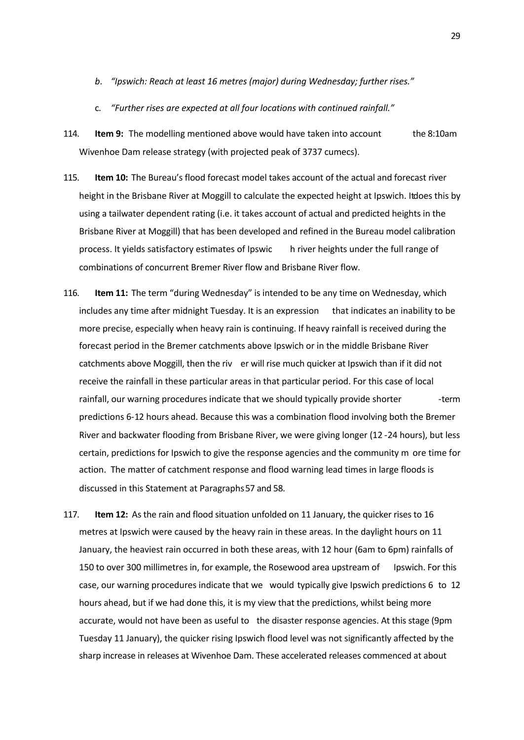b. *"Ipswich: Reach at least 16 metres (major) during Wednesday; further rises."*

c. *"Further rises are expected at all four locations with continued rainfall."*

114. **Item 9:** The modelling mentioned above would have taken into account the 8:10am Wivenhoe Dam release strategy (with projected peak of 3737 cumecs).

115. **Item 10:** The Bureau's flood forecast model takes account of the actual and forecast river height in the Brisbane River at Moggill to calculate the expected height at Ipswich. It does this by using a tailwater dependent rating (i.e. it takes account of actual and predicted heights in the Brisbane River at Moggill) that has been developed and refined in the Bureau model calibration process. It yields satisfactory estimates of Ipswich river heights under the full range of combinations of concurrent Bremer River flow and Brisbane River flow.

116. **Item 11:** The term "during Wednesday" is intended to be any time on Wednesday, which includes any time after midnight Tuesday. It is an expression that indicates an inability to be more precise, especially when heavy rain is continuing. If heavy rainfall is received during the forecast period in the Bremer catchments above Ipswich or in the middle Brisbane River catchments above Moggill, then the river will rise much quicker at Ipswich than if it did not receive the rainfall in these particular areas in that particular period. For this case of local rainfall, our warning procedures indicate that we should typically provide shorter-term predictions 6-12 hours ahead. Because this was a combination flood involving both the Bremer River and backwater flooding from Brisbane River, we were giving longer (12-24 hours), but less certain, predictions for Ipswich to give the response agencies and the community more time for action. The matter of catchment response and flood warning lead times in large floods is discussed in this Statement at Paragraphs 57 and 58.

117. **Item 12:** As the rain and flood situation unfolded on 11 January, the quicker rises to 16 metres at Ipswich were caused by the heavy rain in these areas. In the daylight hours on 11 January, the heaviest rain occurred in both these areas, with 12 hour (6am to 6pm) rainfalls of 150 to over 300 millimetres in, for example, the Rosewood area upstream of Ipswich. For this case, our warning procedures indicate that we would typically give Ipswich predictions 6 to 12 hours ahead, but if we had done this, it is my view that the predictions, whilst being more accurate, would not have been as useful to the disaster response agencies. At this stage (9pm Tuesday 11 January), the quicker rising Ipswich flood level was not significantly affected by the sharp increase in releases at Wivenhoe Dam. These accelerated releases commenced at about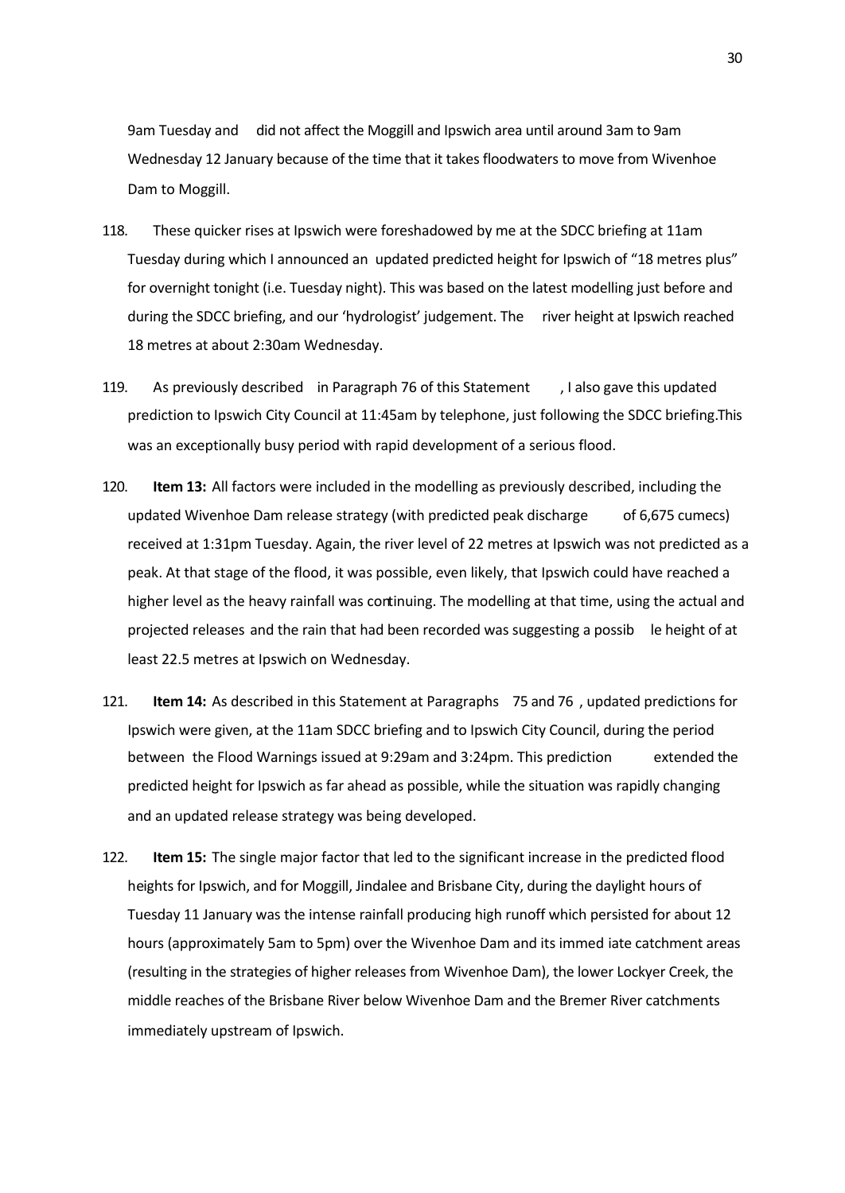9am Tuesday and did not affect the Moggill and Ipswich area until around 3am to 9am Wednesday 12 January because of the time that it takes floodwaters to move from Wivenhoe Dam to Moggill.

118. These quicker rises at Ipswich were foreshadowed by me at the SDCC briefing at 11am Tuesday during which I announced an updated predicted height for Ipswich of "18 metres plus" for overnight tonight (i.e. Tuesday night). This was based on the latest modelling just before and during the SDCC briefing, and our 'hydrologist' judgement. The river height at Ipswich reached 18 metres at about 2:30am Wednesday.

119. As previously described in Paragraph 76 of this Statement, I also gave this updated prediction to Ipswich City Council at 11:45am by telephone, just following the SDCC briefing. This was an exceptionally busy period with rapid development of a serious flood.

120. **Item 13:** All factors were included in the modelling as previously described, including the updated Wivenhoe Dam release strategy (with predicted peak discharge of 6,675 cumecs) received at 1:31pm Tuesday. Again, the river level of 22 metres at Ipswich was not predicted as a peak. At that stage of the flood, it was possible, even likely, that Ipswich could have reached a higher level as the heavy rainfall was continuing. The modelling at that time, using the actual and projected releases and the rain that had been recorded was suggesting a possible height of at least 22.5 metres at Ipswich on Wednesday.

121. **Item 14:** As described in this Statement at Paragraphs 75 and 76, updated predictions for Ipswich were given, at the 11am SDCC briefing and to Ipswich City Council, during the period between the Flood Warnings issued at 9:29am and 3:24pm. This prediction extended the predicted height for Ipswich as far ahead as possible, while the situation was rapidly changing and an updated release strategy was being developed.

122. **Item 15:** The single major factor that led to the significant increase in the predicted flood heights for Ipswich, and for Moggill, Jindalee and Brisbane City, during the daylight hours of Tuesday 11 January was the intense rainfall producing high runoff which persisted for about 12 hours (approximately 5am to 5pm) over the Wivenhoe Dam and its immediate catchment areas (resulting in the strategies of higher releases from Wivenhoe Dam), the lower Lockyer Creek, the middle reaches of the Brisbane River below Wivenhoe Dam and the Bremer River catchments immediately upstream of Ipswich.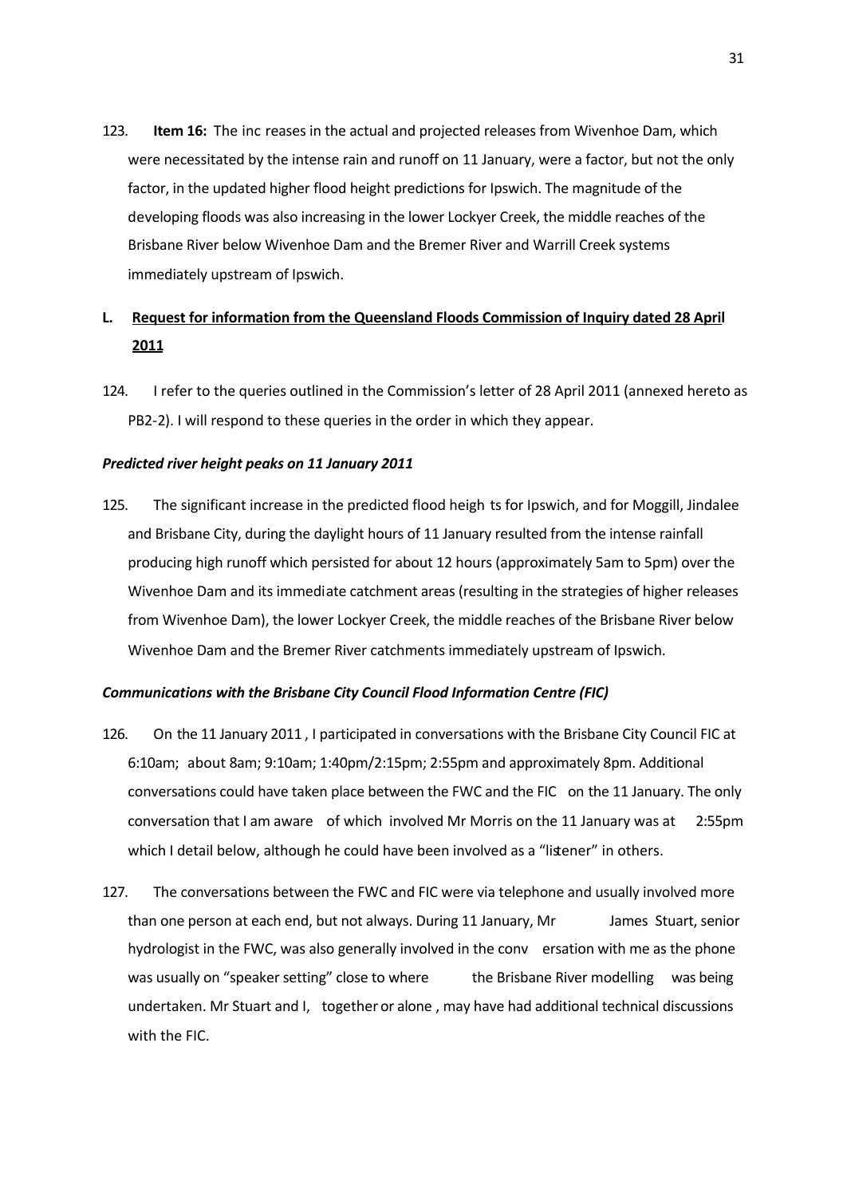123. **Item 16:** The increases in the actual and projected releases from Wivenhoe Dam, which were necessitated by the intense rain and runoff on 11 January, were a factor, but not the only factor, in the updated higher flood height predictions for Ipswich. The magnitude of the developing floods was also increasing in the lower Lockyer Creek, the middle reaches of the Brisbane River below Wivenhoe Dam and the Bremer River and Warrill Creek systems immediately upstream of Ipswich.

## L. <u>Request for information from the Queensland Floods Commission of Inquiry dated 28 April 2011</u>

124. I refer to the queries outlined in the Commission's letter of 28 April 2011 (annexed hereto as PB2-2). I will respond to these queries in the order in which they appear.

### *Predicted river height peaks on 11 January 2011*

125. The significant increase in the predicted flood heights for Ipswich, and for Moggill, Jindalee and Brisbane City, during the daylight hours of 11 January resulted from the intense rainfall producing high runoff which persisted for about 12 hours (approximately 5am to 5pm) over the Wivenhoe Dam and its immediate catchment areas (resulting in the strategies of higher releases from Wivenhoe Dam), the lower Lockyer Creek, the middle reaches of the Brisbane River below Wivenhoe Dam and the Bremer River catchments immediately upstream of Ipswich.

### *Communications with the Brisbane City Council Flood Information Centre (FIC)*

126. On the 11 January 2011, I participated in conversations with the Brisbane City Council FIC at 6:10am; about 8am; 9:10am; 1:40pm/2:15pm; 2:55pm and approximately 8pm. Additional conversations could have taken place between the FWC and the FIC on the 11 January. The only conversation that I am aware of which involved Mr Morris on the 11 January was at 2:55pm which I detail below, although he could have been involved as a "listener" in others.

127. The conversations between the FWC and FIC were via telephone and usually involved more than one person at each end, but not always. During 11 January, Mr James Stuart, senior hydrologist in the FWC, was also generally involved in the conversation with me as the phone was usually on "speaker setting" close to where the Brisbane River modelling was being undertaken. Mr Stuart and I, together or alone, may have had additional technical discussions with the FIC.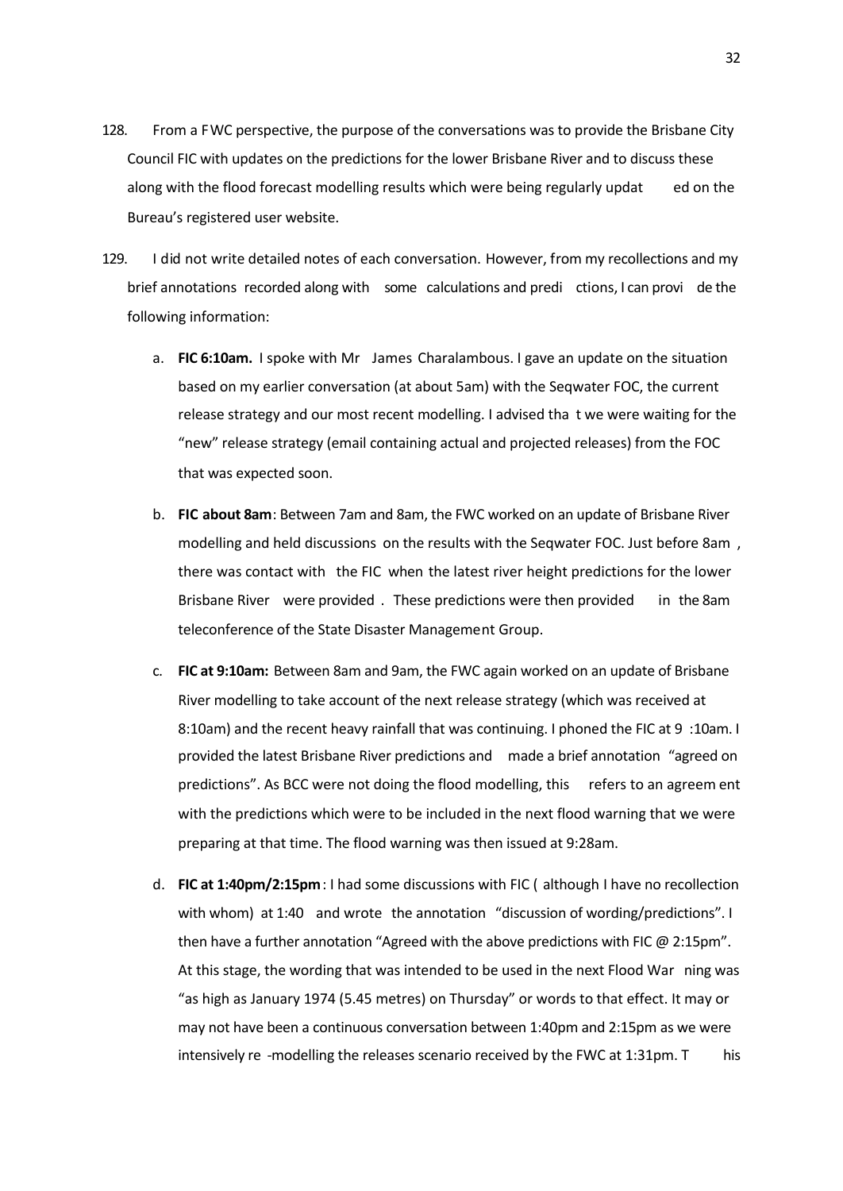128. From a FWC perspective, the purpose of the conversations was to provide the Brisbane City Council FIC with updates on the predictions for the lower Brisbane River and to discuss these along with the flood forecast modelling results which were being regularly updated on the Bureau's registered user website.

129. I did not write detailed notes of each conversation. However, from my recollections and my brief annotations recorded along with some calculations and predictions, I can provide the following information:

    a. **FIC 6:10am.** I spoke with Mr James Charalambous. I gave an update on the situation based on my earlier conversation (at about 5am) with the Seqwater FOC, the current release strategy and our most recent modelling. I advised that we were waiting for the "new" release strategy (email containing actual and projected releases) from the FOC that was expected soon.

    b. **FIC about 8am**: Between 7am and 8am, the FWC worked on an update of Brisbane River modelling and held discussions on the results with the Seqwater FOC. Just before 8am, there was contact with the FIC when the latest river height predictions for the lower Brisbane River were provided. These predictions were then provided in the 8am teleconference of the State Disaster Management Group.

    c. **FIC at 9:10am:** Between 8am and 9am, the FWC again worked on an update of Brisbane River modelling to take account of the next release strategy (which was received at 8:10am) and the recent heavy rainfall that was continuing. I phoned the FIC at 9:10am. I provided the latest Brisbane River predictions and made a brief annotation "agreed on predictions". As BCC were not doing the flood modelling, this refers to an agreement with the predictions which were to be included in the next flood warning that we were preparing at that time. The flood warning was then issued at 9:28am.

    d. **FIC at 1:40pm/2:15pm**: I had some discussions with FIC (although I have no recollection with whom) at 1:40 and wrote the annotation "discussion of wording/predictions". I then have a further annotation "Agreed with the above predictions with FIC @ 2:15pm". At this stage, the wording that was intended to be used in the next Flood Warning was "as high as January 1974 (5.45 metres) on Thursday" or words to that effect. It may or may not have been a continuous conversation between 1:40pm and 2:15pm as we were intensively re-modelling the releases scenario received by the FWC at 1:31pm. This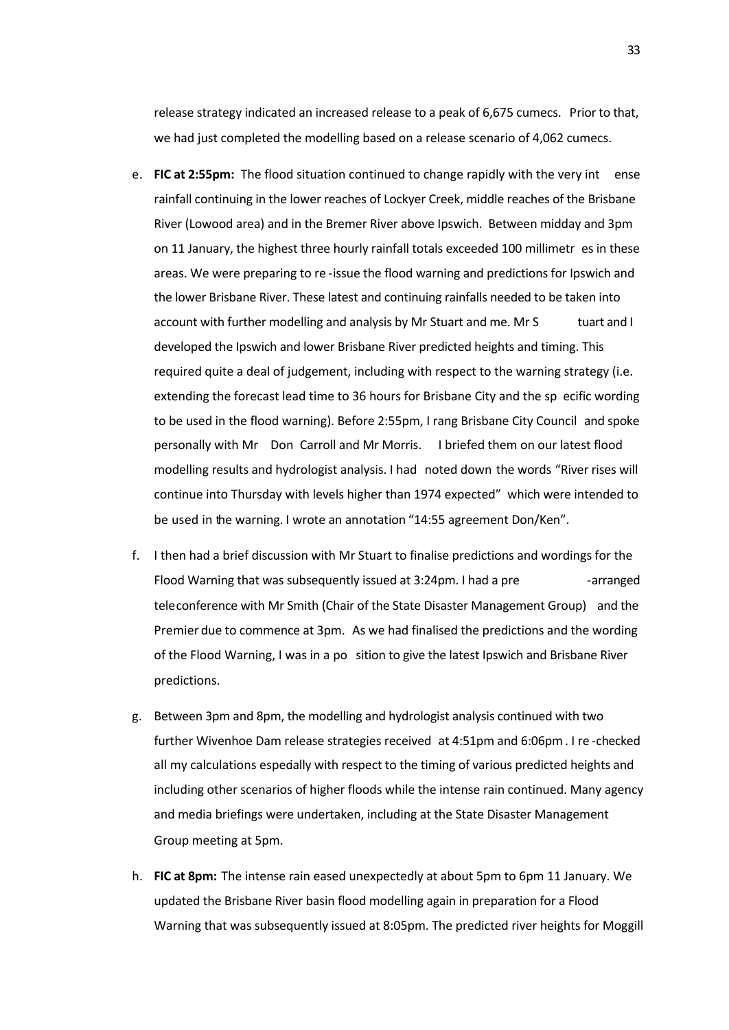release strategy indicated an increased release to a peak of 6,675 cumecs. Prior to that, we had just completed the modelling based on a release scenario of 4,062 cumecs.

e. **FIC at 2:55pm:** The flood situation continued to change rapidly with the very intense rainfall continuing in the lower reaches of Lockyer Creek, middle reaches of the Brisbane River (Lowood area) and in the Bremer River above Ipswich. Between midday and 3pm on 11 January, the highest three hourly rainfall totals exceeded 100 millimetres in these areas. We were preparing to re-issue the flood warning and predictions for Ipswich and the lower Brisbane River. These latest and continuing rainfalls needed to be taken into account with further modelling and analysis by Mr Stuart and me. Mr Stuart and I developed the Ipswich and lower Brisbane River predicted heights and timing. This required quite a deal of judgement, including with respect to the warning strategy (i.e. extending the forecast lead time to 36 hours for Brisbane City and the specific wording to be used in the flood warning). Before 2:55pm, I rang Brisbane City Council and spoke personally with Mr Don Carroll and Mr Morris. I briefed them on our latest flood modelling results and hydrologist analysis. I had noted down the words "River rises will continue into Thursday with levels higher than 1974 expected" which were intended to be used in the warning. I wrote an annotation "14:55 agreement Don/Ken".

f. I then had a brief discussion with Mr Stuart to finalise predictions and wordings for the Flood Warning that was subsequently issued at 3:24pm. I had a pre-arranged teleconference with Mr Smith (Chair of the State Disaster Management Group) and the Premier due to commence at 3pm. As we had finalised the predictions and the wording of the Flood Warning, I was in a position to give the latest Ipswich and Brisbane River predictions.

g. Between 3pm and 8pm, the modelling and hydrologist analysis continued with two further Wivenhoe Dam release strategies received at 4:51pm and 6:06pm. I re-checked all my calculations especially with respect to the timing of various predicted heights and including other scenarios of higher floods while the intense rain continued. Many agency and media briefings were undertaken, including at the State Disaster Management Group meeting at 5pm.

h. **FIC at 8pm:** The intense rain eased unexpectedly at about 5pm to 6pm 11 January. We updated the Brisbane River basin flood modelling again in preparation for a Flood Warning that was subsequently issued at 8:05pm. The predicted river heights for Moggill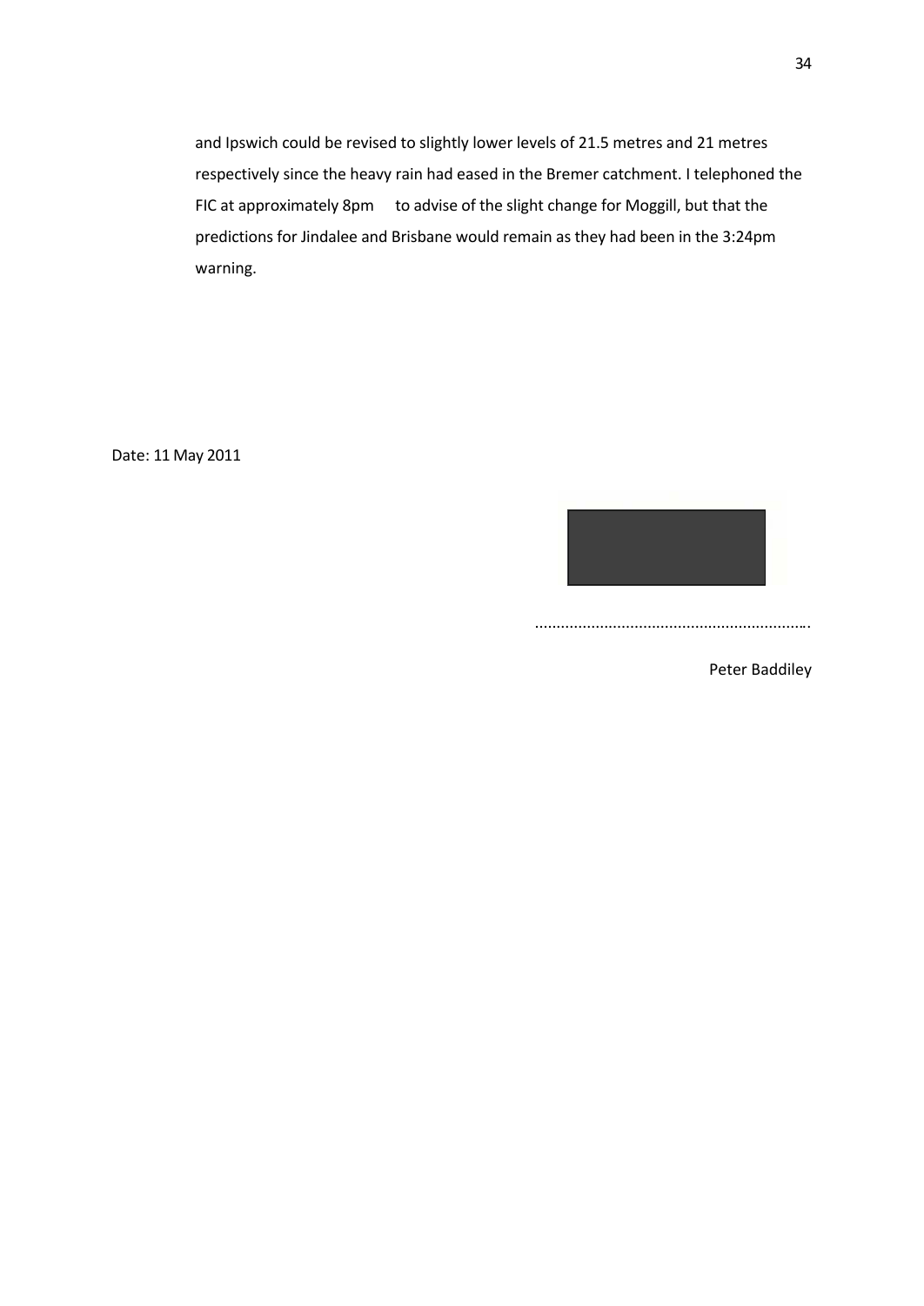and Ipswich could be revised to slightly lower levels of 21.5 metres and 21 metres respectively since the heavy rain had eased in the Bremer catchment. I telephoned the FIC at approximately 8pm to advise of the slight change for Moggill, but that the predictions for Jindalee and Brisbane would remain as they had been in the 3:24pm warning.

Date: 11 May 2011

……………………………………………………….

Peter Baddiley